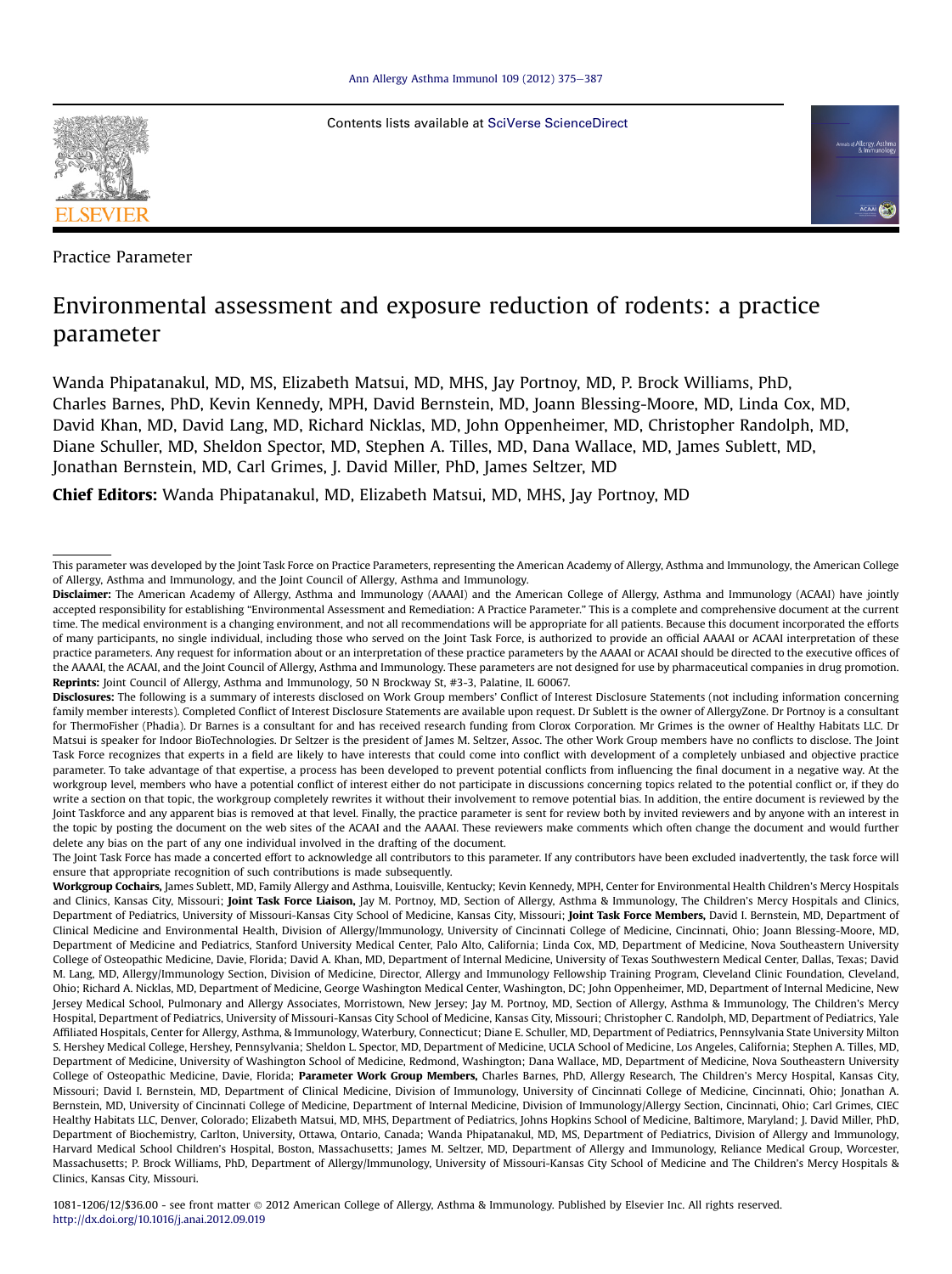Contents lists available at SciVerse ScienceDirect

Practice Parameter

# Environmental assessment and exposure reduction of rodents: a practice parameter

Wanda Phipatanakul, MD, MS, Elizabeth Matsui, MD, MHS, Jay Portnoy, MD, P. Brock Williams, PhD, Charles Barnes, PhD, Kevin Kennedy, MPH, David Bernstein, MD, Joann Blessing-Moore, MD, Linda Cox, MD, David Khan, MD, David Lang, MD, Richard Nicklas, MD, John Oppenheimer, MD, Christopher Randolph, MD, Diane Schuller, MD, Sheldon Spector, MD, Stephen A. Tilles, MD, Dana Wallace, MD, James Sublett, MD, Jonathan Bernstein, MD, Carl Grimes, J. David Miller, PhD, James Seltzer, MD

**Chief Editors:** Wanda Phipatanakul, MD, Elizabeth Matsui, MD, MHS, Jay Portnoy, MD

This parameter was developed by the Joint Task Force on Practice Parameters, representing the American Academy of Allergy, Asthma and Immunology, the American College of Allergy, Asthma and Immunology, and the Joint Council of Allergy, Asthma and Immunology.

**Disclaimer:** The American Academy of Allergy, Asthma and Immunology (AAAAI) and the American College of Allergy, Asthma and Immunology (ACAAI) have jointly accepted responsibility for establishing "Environmental Assessment and Remediation: A Practice Parameter." This is a complete and comprehensive document at the current time. The medical environment is a changing environment, and not all recommendations will be appropriate for all patients. Because this document incorporated the efforts of many participants, no single individual, including those who served on the Joint Task Force, is authorized to provide an official AAAAI or ACAAI interpretation of these practice parameters. Any request for information about or an interpretation of these practice parameters by the AAAAI or ACAAI should be directed to the executive offices of the AAAAI, the ACAAI, and the Joint Council of Allergy, Asthma and Immunology. These parameters are not designed for use by pharmaceutical companies in drug promotion.

**Reprints:** Joint Council of Allergy, Asthma and Immunology, 50 N Brockway St, #3-3, Palatine, IL 60067.

**Disclosures:** The following is a summary of interests disclosed on Work Group members' Conflict of Interest Disclosure Statements (not including information concerning family member interests). Completed Conflict of Interest Disclosure Statements are available upon request. Dr Sublett is the owner of AllergyZone. Dr Portnoy is a consultant for ThermoFisher (Phadia). Dr Barnes is a consultant for and has received research funding from Clorox Corporation. Mr Grimes is the owner of Healthy Habitats LLC. Dr Matsui is speaker for Indoor BioTechnologies. Dr Seltzer is the president of James M. Seltzer, Assoc. The other Work Group members have no conflicts to disclose. The Joint Task Force recognizes that experts in a field are likely to have interests that could come into conflict with development of a completely unbiased and objective practice parameter. To take advantage of that expertise, a process has been developed to prevent potential conflicts from influencing the final document in a negative way. At the workgroup level, members who have a potential conflict of interest either do not participate in discussions concerning topics related to the potential conflict or, if they do write a section on that topic, the workgroup completely rewrites it without their involvement to remove potential bias. In addition, the entire document is reviewed by the Joint Taskforce and any apparent bias is removed at that level. Finally, the practice parameter is sent for review both by invited reviewers and by anyone with an interest in the topic by posting the document on the web sites of the ACAAI and the AAAAI. These reviewers make comments which often change the document and would further delete any bias on the part of any one individual involved in the drafting of the document.

The Joint Task Force has made a concerted effort to acknowledge all contributors to this parameter. If any contributors have been excluded inadvertently, the task force will ensure that appropriate recognition of such contributions is made subsequently.

**Workgroup Cochairs,** James Sublett, MD, Family Allergy and Asthma, Louisville, Kentucky; Kevin Kennedy, MPH, Center for Environmental Health Children's Mercy Hospitals and Clinics, Kansas City, Missouri; **Joint Task Force Liaison,** Jay M. Portnoy, MD, Section of Allergy, Asthma & Immunology, The Children's Mercy Hospitals and Clinics, Department of Pediatrics, University of Missouri-Kansas City School of Medicine, Kansas City, Missouri; **Joint Task Force Members,** David I. Bernstein, MD, Department of Clinical Medicine and Environmental Health, Division of Allergy/Immunology, University of Cincinnati College of Medicine, Cincinnati, Ohio; Joann Blessing-Moore, MD, Department of Medicine and Pediatrics, Stanford University Medical Center, Palo Alto, California; Linda Cox, MD, Department of Medicine, Nova Southeastern University College of Osteopathic Medicine, Davie, Florida; David A. Khan, MD, Department of Internal Medicine, University of Texas Southwestern Medical Center, Dallas, Texas; David M. Lang, MD, Allergy/Immunology Section, Division of Medicine, Director, Allergy and Immunology Fellowship Training Program, Cleveland Clinic Foundation, Cleveland, Ohio; Richard A. Nicklas, MD, Department of Medicine, George Washington Medical Center, Washington, DC; John Oppenheimer, MD, Department of Internal Medicine, New Jersey Medical School, Pulmonary and Allergy Associates, Morristown, New Jersey; Jay M. Portnoy, MD, Section of Allergy, Asthma & Immunology, The Children's Mercy Hospital, Department of Pediatrics, University of Missouri-Kansas City School of Medicine, Kansas City, Missouri; Christopher C. Randolph, MD, Department of Pediatrics, Yale Affiliated Hospitals, Center for Allergy, Asthma, & Immunology, Waterbury, Connecticut; Diane E. Schuller, MD, Department of Pediatrics, Pennsylvania State University Milton S. Hershey Medical College, Hershey, Pennsylvania; Sheldon L. Spector, MD, Department of Medicine, UCLA School of Medicine, Los Angeles, California; Stephen A. Tilles, MD, Department of Medicine, University of Washington School of Medicine, Redmond, Washington; Dana Wallace, MD, Department of Medicine, Nova Southeastern University College of Osteopathic Medicine, Davie, Florida; **Parameter Work Group Members,** Charles Barnes, PhD, Allergy Research, The Children's Mercy Hospital, Kansas City, Missouri; David I. Bernstein, MD, Department of Clinical Medicine, Division of Immunology, University of Cincinnati College of Medicine, Cincinnati, Ohio; Jonathan A. Bernstein, MD, University of Cincinnati College of Medicine, Department of Internal Medicine, Division of Immunology/Allergy Section, Cincinnati, Ohio; Carl Grimes, CIEC Healthy Habitats LLC, Denver, Colorado; Elizabeth Matsui, MD, MHS, Department of Pediatrics, Johns Hopkins School of Medicine, Baltimore, Maryland; J. David Miller, PhD, Department of Biochemistry, Carlton, University, Ottawa, Ontario, Canada; Wanda Phipatanakul, MD, MS, Department of Pediatrics, Division of Allergy and Immunology, Harvard Medical School Children's Hospital, Boston, Massachusetts; James M. Seltzer, MD, Department of Allergy and Immunology, Reliance Medical Group, Worcester, Massachusetts; P. Brock Williams, PhD, Department of Allergy/Immunology, University of Missouri-Kansas City School of Medicine and The Children's Mercy Hospitals & Clinics, Kansas City, Missouri.

1081-1206/12/$36.00 - see front matter © 2012 American College of Allergy, Asthma & Immunology. Published by Elsevier Inc. All rights reserved.
http://dx.doi.org/10.1016/j.anai.2012.09.019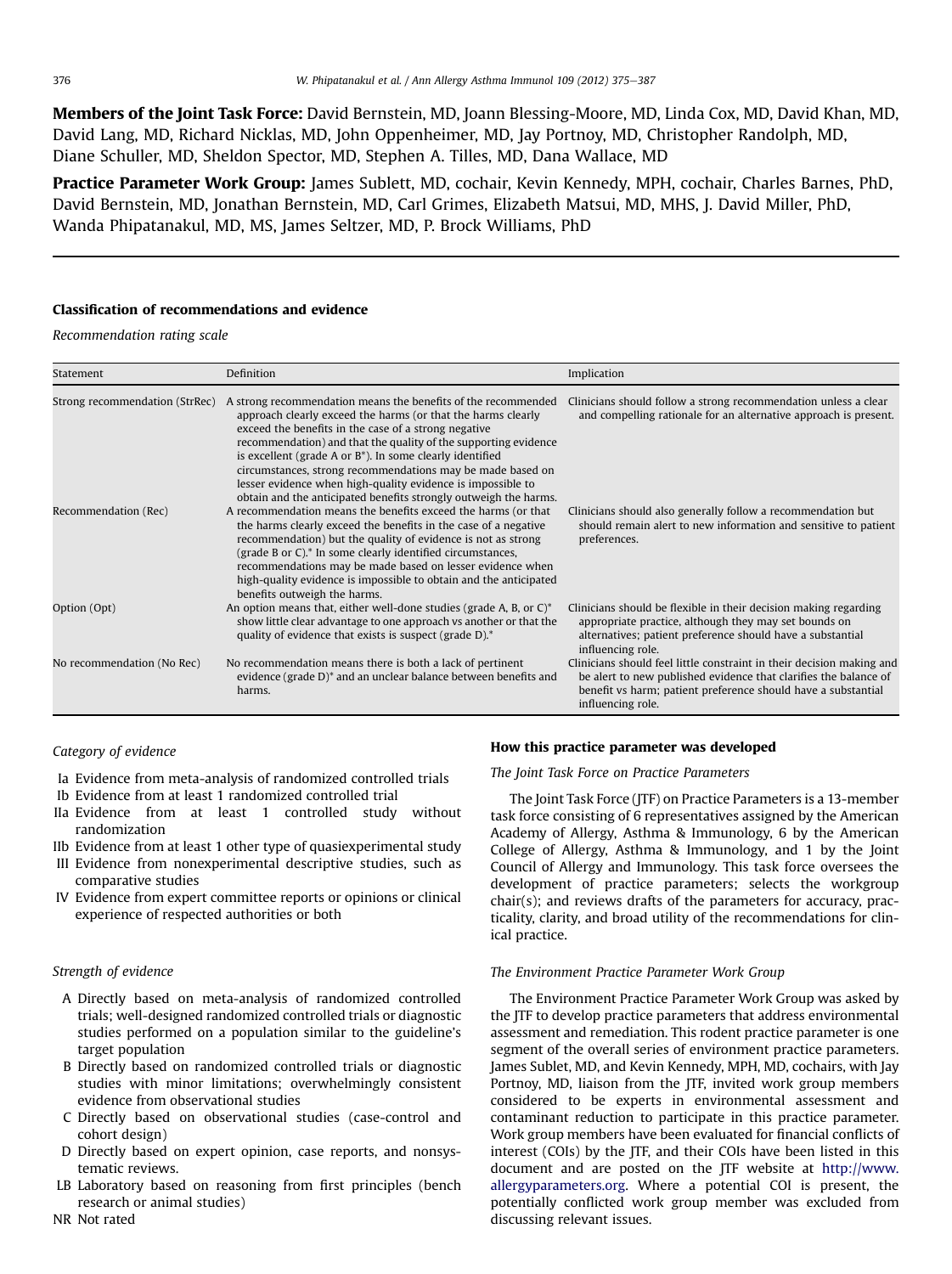**Members of the Joint Task Force:** David Bernstein, MD, Joann Blessing-Moore, MD, Linda Cox, MD, David Khan, MD, David Lang, MD, Richard Nicklas, MD, John Oppenheimer, MD, Jay Portnoy, MD, Christopher Randolph, MD, Diane Schuller, MD, Sheldon Spector, MD, Stephen A. Tilles, MD, Dana Wallace, MD

**Practice Parameter Work Group:** James Sublett, MD, cochair, Kevin Kennedy, MPH, cochair, Charles Barnes, PhD, David Bernstein, MD, Jonathan Bernstein, MD, Carl Grimes, Elizabeth Matsui, MD, MHS, J. David Miller, PhD, Wanda Phipatanakul, MD, MS, James Seltzer, MD, P. Brock Williams, PhD

## Classification of recommendations and evidence

*Recommendation rating scale*

| Statement | Definition | Implication |
|---|---|---|
| Strong recommendation (StrRec) | A strong recommendation means the benefits of the recommended approach clearly exceed the harms (or that the harms clearly exceed the benefits in the case of a strong negative recommendation) and that the quality of the supporting evidence is excellent (grade A or B*). In some clearly identified circumstances, strong recommendations may be made based on lesser evidence when high-quality evidence is impossible to obtain and the anticipated benefits strongly outweigh the harms. | Clinicians should follow a strong recommendation unless a clear and compelling rationale for an alternative approach is present. |
| Recommendation (Rec) | A recommendation means the benefits exceed the harms (or that the harms clearly exceed the benefits in the case of a negative recommendation) but the quality of evidence is not as strong (grade B or C).* In some clearly identified circumstances, recommendations may be made based on lesser evidence when high-quality evidence is impossible to obtain and the anticipated benefits outweigh the harms. | Clinicians should also generally follow a recommendation but should remain alert to new information and sensitive to patient preferences. |
| Option (Opt) | An option means that, either well-done studies (grade A, B, or C)* show little clear advantage to one approach vs another or that the quality of evidence that exists is suspect (grade D).* | Clinicians should be flexible in their decision making regarding appropriate practice, although they may set bounds on alternatives; patient preference should have a substantial influencing role. |
| No recommendation (No Rec) | No recommendation means there is both a lack of pertinent evidence (grade D)* and an unclear balance between benefits and harms. | Clinicians should feel little constraint in their decision making and be alert to new published evidence that clarifies the balance of benefit vs harm; patient preference should have a substantial influencing role. |

*Category of evidence*

- Ia Evidence from meta-analysis of randomized controlled trials
- Ib Evidence from at least 1 randomized controlled trial
- IIa Evidence from at least 1 controlled study without randomization
- IIb Evidence from at least 1 other type of quasiexperimental study
- III Evidence from nonexperimental descriptive studies, such as comparative studies
- IV Evidence from expert committee reports or opinions or clinical experience of respected authorities or both

*Strength of evidence*

- A Directly based on meta-analysis of randomized controlled trials; well-designed randomized controlled trials or diagnostic studies performed on a population similar to the guideline's target population
- B Directly based on randomized controlled trials or diagnostic studies with minor limitations; overwhelmingly consistent evidence from observational studies
- C Directly based on observational studies (case-control and cohort design)
- D Directly based on expert opinion, case reports, and nonsystematic reviews.
- LB Laboratory based on reasoning from first principles (bench research or animal studies)
- NR Not rated

## How this practice parameter was developed

*The Joint Task Force on Practice Parameters*

The Joint Task Force (JTF) on Practice Parameters is a 13-member task force consisting of 6 representatives assigned by the American Academy of Allergy, Asthma & Immunology, 6 by the American College of Allergy, Asthma & Immunology, and 1 by the Joint Council of Allergy and Immunology. This task force oversees the development of practice parameters; selects the workgroup chair(s); and reviews drafts of the parameters for accuracy, practicality, clarity, and broad utility of the recommendations for clinical practice.

*The Environment Practice Parameter Work Group*

The Environment Practice Parameter Work Group was asked by the JTF to develop practice parameters that address environmental assessment and remediation. This rodent practice parameter is one segment of the overall series of environment practice parameters. James Sublet, MD, and Kevin Kennedy, MPH, MD, cochairs, with Jay Portnoy, MD, liaison from the JTF, invited work group members considered to be experts in environmental assessment and contaminant reduction to participate in this practice parameter. Work group members have been evaluated for financial conflicts of interest (COIs) by the JTF, and their COIs have been listed in this document and are posted on the JTF website at http://www.allergyparameters.org. Where a potential COI is present, the potentially conflicted work group member was excluded from discussing relevant issues.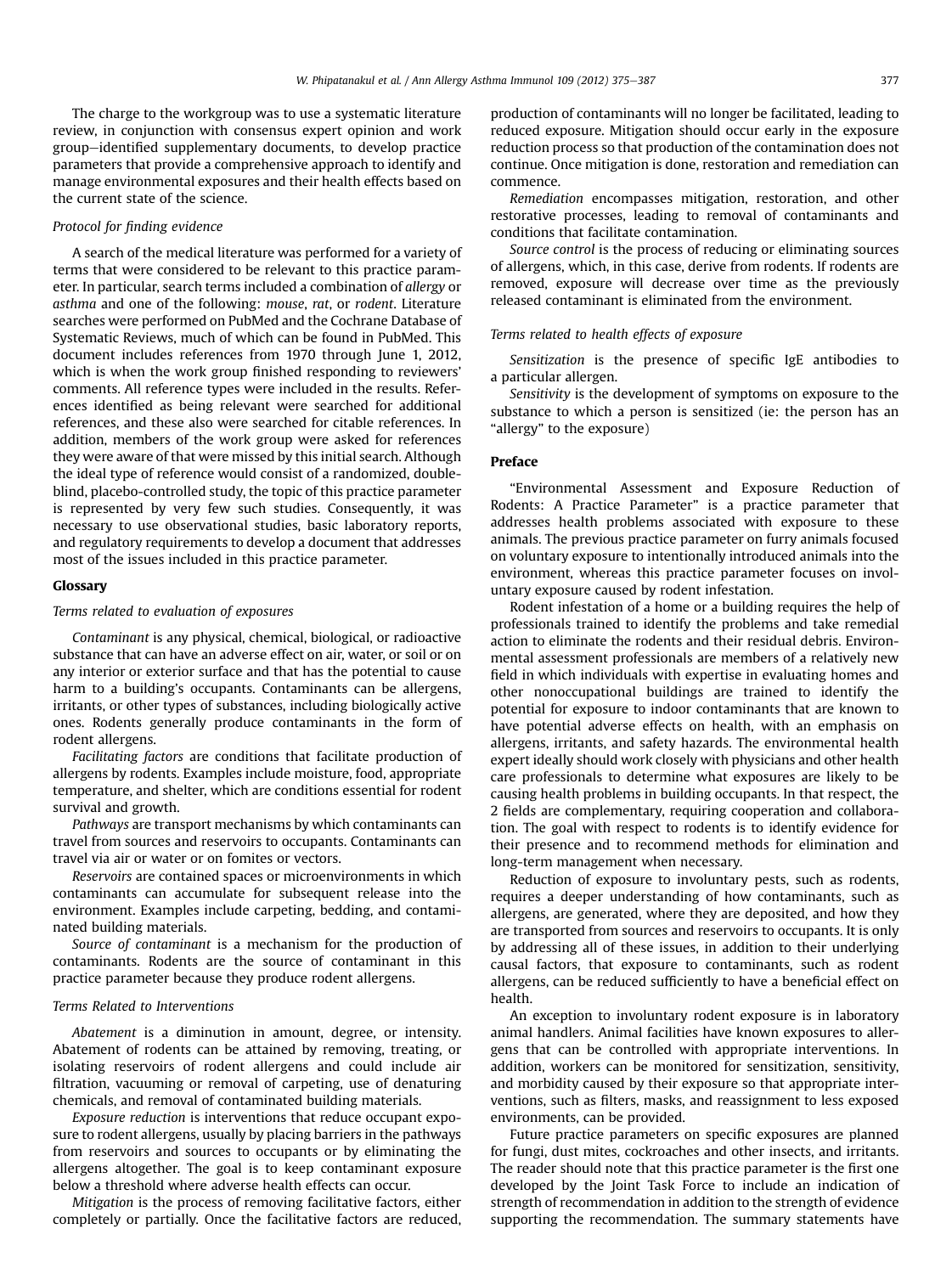The charge to the workgroup was to use a systematic literature review, in conjunction with consensus expert opinion and work group–identified supplementary documents, to develop practice parameters that provide a comprehensive approach to identify and manage environmental exposures and their health effects based on the current state of the science.

### *Protocol for finding evidence*

A search of the medical literature was performed for a variety of terms that were considered to be relevant to this practice parameter. In particular, search terms included a combination of *allergy* or *asthma* and one of the following: *mouse*, *rat*, or *rodent*. Literature searches were performed on PubMed and the Cochrane Database of Systematic Reviews, much of which can be found in PubMed. This document includes references from 1970 through June 1, 2012, which is when the work group finished responding to reviewers' comments. All reference types were included in the results. References identified as being relevant were searched for additional references, and these also were searched for citable references. In addition, members of the work group were asked for references they were aware of that were missed by this initial search. Although the ideal type of reference would consist of a randomized, double-blind, placebo-controlled study, the topic of this practice parameter is represented by very few such studies. Consequently, it was necessary to use observational studies, basic laboratory reports, and regulatory requirements to develop a document that addresses most of the issues included in this practice parameter.

## Glossary

### *Terms related to evaluation of exposures*

*Contaminant* is any physical, chemical, biological, or radioactive substance that can have an adverse effect on air, water, or soil or on any interior or exterior surface and that has the potential to cause harm to a building's occupants. Contaminants can be allergens, irritants, or other types of substances, including biologically active ones. Rodents generally produce contaminants in the form of rodent allergens.

*Facilitating factors* are conditions that facilitate production of allergens by rodents. Examples include moisture, food, appropriate temperature, and shelter, which are conditions essential for rodent survival and growth.

*Pathways* are transport mechanisms by which contaminants can travel from sources and reservoirs to occupants. Contaminants can travel via air or water or on fomites or vectors.

*Reservoirs* are contained spaces or microenvironments in which contaminants can accumulate for subsequent release into the environment. Examples include carpeting, bedding, and contaminated building materials.

*Source of contaminant* is a mechanism for the production of contaminants. Rodents are the source of contaminant in this practice parameter because they produce rodent allergens.

### *Terms Related to Interventions*

*Abatement* is a diminution in amount, degree, or intensity. Abatement of rodents can be attained by removing, treating, or isolating reservoirs of rodent allergens and could include air filtration, vacuuming or removal of carpeting, use of denaturing chemicals, and removal of contaminated building materials.

*Exposure reduction* is interventions that reduce occupant exposure to rodent allergens, usually by placing barriers in the pathways from reservoirs and sources to occupants or by eliminating the allergens altogether. The goal is to keep contaminant exposure below a threshold where adverse health effects can occur.

*Mitigation* is the process of removing facilitative factors, either completely or partially. Once the facilitative factors are reduced, production of contaminants will no longer be facilitated, leading to reduced exposure. Mitigation should occur early in the exposure reduction process so that production of the contamination does not continue. Once mitigation is done, restoration and remediation can commence.

*Remediation* encompasses mitigation, restoration, and other restorative processes, leading to removal of contaminants and conditions that facilitate contamination.

*Source control* is the process of reducing or eliminating sources of allergens, which, in this case, derive from rodents. If rodents are removed, exposure will decrease over time as the previously released contaminant is eliminated from the environment.

### *Terms related to health effects of exposure*

*Sensitization* is the presence of specific IgE antibodies to a particular allergen.

*Sensitivity* is the development of symptoms on exposure to the substance to which a person is sensitized (ie: the person has an "allergy" to the exposure)

## Preface

"Environmental Assessment and Exposure Reduction of Rodents: A Practice Parameter" is a practice parameter that addresses health problems associated with exposure to these animals. The previous practice parameter on furry animals focused on voluntary exposure to intentionally introduced animals into the environment, whereas this practice parameter focuses on involuntary exposure caused by rodent infestation.

Rodent infestation of a home or a building requires the help of professionals trained to identify the problems and take remedial action to eliminate the rodents and their residual debris. Environmental assessment professionals are members of a relatively new field in which individuals with expertise in evaluating homes and other nonoccupational buildings are trained to identify the potential for exposure to indoor contaminants that are known to have potential adverse effects on health, with an emphasis on allergens, irritants, and safety hazards. The environmental health expert ideally should work closely with physicians and other health care professionals to determine what exposures are likely to be causing health problems in building occupants. In that respect, the 2 fields are complementary, requiring cooperation and collaboration. The goal with respect to rodents is to identify evidence for their presence and to recommend methods for elimination and long-term management when necessary.

Reduction of exposure to involuntary pests, such as rodents, requires a deeper understanding of how contaminants, such as allergens, are generated, where they are deposited, and how they are transported from sources and reservoirs to occupants. It is only by addressing all of these issues, in addition to their underlying causal factors, that exposure to contaminants, such as rodent allergens, can be reduced sufficiently to have a beneficial effect on health.

An exception to involuntary rodent exposure is in laboratory animal handlers. Animal facilities have known exposures to allergens that can be controlled with appropriate interventions. In addition, workers can be monitored for sensitization, sensitivity, and morbidity caused by their exposure so that appropriate interventions, such as filters, masks, and reassignment to less exposed environments, can be provided.

Future practice parameters on specific exposures are planned for fungi, dust mites, cockroaches and other insects, and irritants. The reader should note that this practice parameter is the first one developed by the Joint Task Force to include an indication of strength of recommendation in addition to the strength of evidence supporting the recommendation. The summary statements have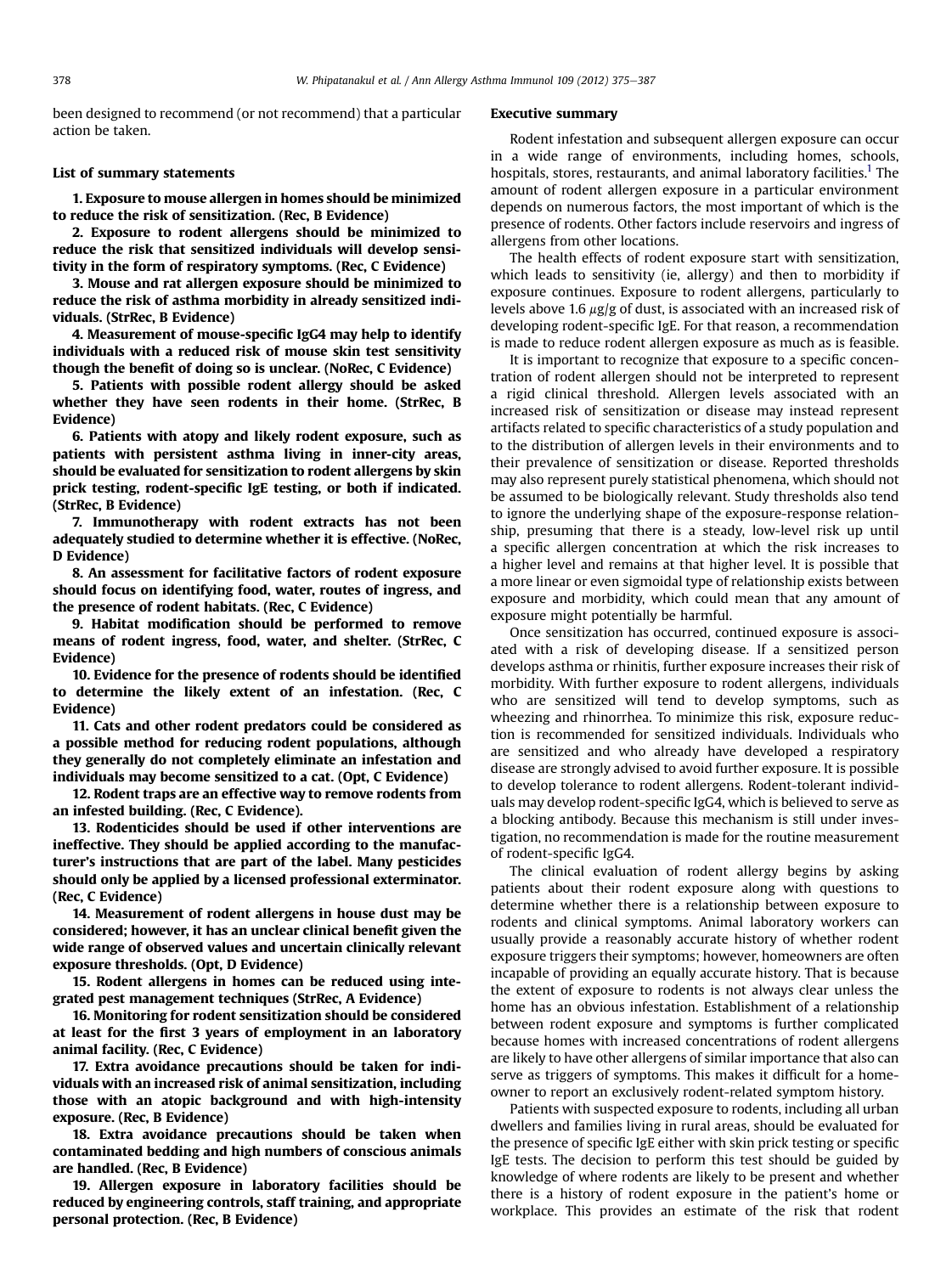been designed to recommend (or not recommend) that a particular action be taken.

### List of summary statements

**1. Exposure to mouse allergen in homes should be minimized to reduce the risk of sensitization. (Rec, B Evidence)**

**2. Exposure to rodent allergens should be minimized to reduce the risk that sensitized individuals will develop sensitivity in the form of respiratory symptoms. (Rec, C Evidence)**

**3. Mouse and rat allergen exposure should be minimized to reduce the risk of asthma morbidity in already sensitized individuals. (StrRec, B Evidence)**

**4. Measurement of mouse-specific IgG4 may help to identify individuals with a reduced risk of mouse skin test sensitivity though the benefit of doing so is unclear. (NoRec, C Evidence)**

**5. Patients with possible rodent allergy should be asked whether they have seen rodents in their home. (StrRec, B Evidence)**

**6. Patients with atopy and likely rodent exposure, such as patients with persistent asthma living in inner-city areas, should be evaluated for sensitization to rodent allergens by skin prick testing, rodent-specific IgE testing, or both if indicated. (StrRec, B Evidence)**

**7. Immunotherapy with rodent extracts has not been adequately studied to determine whether it is effective. (NoRec, D Evidence)**

**8. An assessment for facilitative factors of rodent exposure should focus on identifying food, water, routes of ingress, and the presence of rodent habitats. (Rec, C Evidence)**

**9. Habitat modification should be performed to remove means of rodent ingress, food, water, and shelter. (StrRec, C Evidence)**

**10. Evidence for the presence of rodents should be identified to determine the likely extent of an infestation. (Rec, C Evidence)**

**11. Cats and other rodent predators could be considered as a possible method for reducing rodent populations, although they generally do not completely eliminate an infestation and individuals may become sensitized to a cat. (Opt, C Evidence)**

**12. Rodent traps are an effective way to remove rodents from an infested building. (Rec, C Evidence).**

**13. Rodenticides should be used if other interventions are ineffective. They should be applied according to the manufacturer's instructions that are part of the label. Many pesticides should only be applied by a licensed professional exterminator. (Rec, C Evidence)**

**14. Measurement of rodent allergens in house dust may be considered; however, it has an unclear clinical benefit given the wide range of observed values and uncertain clinically relevant exposure thresholds. (Opt, D Evidence)**

**15. Rodent allergens in homes can be reduced using integrated pest management techniques (StrRec, A Evidence)**

**16. Monitoring for rodent sensitization should be considered at least for the first 3 years of employment in an laboratory animal facility. (Rec, C Evidence)**

**17. Extra avoidance precautions should be taken for individuals with an increased risk of animal sensitization, including those with an atopic background and with high-intensity exposure. (Rec, B Evidence)**

**18. Extra avoidance precautions should be taken when contaminated bedding and high numbers of conscious animals are handled. (Rec, B Evidence)**

**19. Allergen exposure in laboratory facilities should be reduced by engineering controls, staff training, and appropriate personal protection. (Rec, B Evidence)**

### Executive summary

Rodent infestation and subsequent allergen exposure can occur in a wide range of environments, including homes, schools, hospitals, stores, restaurants, and animal laboratory facilities.[1] The amount of rodent allergen exposure in a particular environment depends on numerous factors, the most important of which is the presence of rodents. Other factors include reservoirs and ingress of allergens from other locations.

The health effects of rodent exposure start with sensitization, which leads to sensitivity (ie, allergy) and then to morbidity if exposure continues. Exposure to rodent allergens, particularly to levels above 1.6 $\mu$g/g of dust, is associated with an increased risk of developing rodent-specific IgE. For that reason, a recommendation is made to reduce rodent allergen exposure as much as is feasible.

It is important to recognize that exposure to a specific concentration of rodent allergen should not be interpreted to represent a rigid clinical threshold. Allergen levels associated with an increased risk of sensitization or disease may instead represent artifacts related to specific characteristics of a study population and to the distribution of allergen levels in their environments and to their prevalence of sensitization or disease. Reported thresholds may also represent purely statistical phenomena, which should not be assumed to be biologically relevant. Study thresholds also tend to ignore the underlying shape of the exposure-response relationship, presuming that there is a steady, low-level risk up until a specific allergen concentration at which the risk increases to a higher level and remains at that higher level. It is possible that a more linear or even sigmoidal type of relationship exists between exposure and morbidity, which could mean that any amount of exposure might potentially be harmful.

Once sensitization has occurred, continued exposure is associated with a risk of developing disease. If a sensitized person develops asthma or rhinitis, further exposure increases their risk of morbidity. With further exposure to rodent allergens, individuals who are sensitized will tend to develop symptoms, such as wheezing and rhinorrhea. To minimize this risk, exposure reduction is recommended for sensitized individuals. Individuals who are sensitized and who already have developed a respiratory disease are strongly advised to avoid further exposure. It is possible to develop tolerance to rodent allergens. Rodent-tolerant individuals may develop rodent-specific IgG4, which is believed to serve as a blocking antibody. Because this mechanism is still under investigation, no recommendation is made for the routine measurement of rodent-specific IgG4.

The clinical evaluation of rodent allergy begins by asking patients about their rodent exposure along with questions to determine whether there is a relationship between exposure to rodents and clinical symptoms. Animal laboratory workers can usually provide a reasonably accurate history of whether rodent exposure triggers their symptoms; however, homeowners are often incapable of providing an equally accurate history. That is because the extent of exposure to rodents is not always clear unless the home has an obvious infestation. Establishment of a relationship between rodent exposure and symptoms is further complicated because homes with increased concentrations of rodent allergens are likely to have other allergens of similar importance that also can serve as triggers of symptoms. This makes it difficult for a homeowner to report an exclusively rodent-related symptom history.

Patients with suspected exposure to rodents, including all urban dwellers and families living in rural areas, should be evaluated for the presence of specific IgE either with skin prick testing or specific IgE tests. The decision to perform this test should be guided by knowledge of where rodents are likely to be present and whether there is a history of rodent exposure in the patient's home or workplace. This provides an estimate of the risk that rodent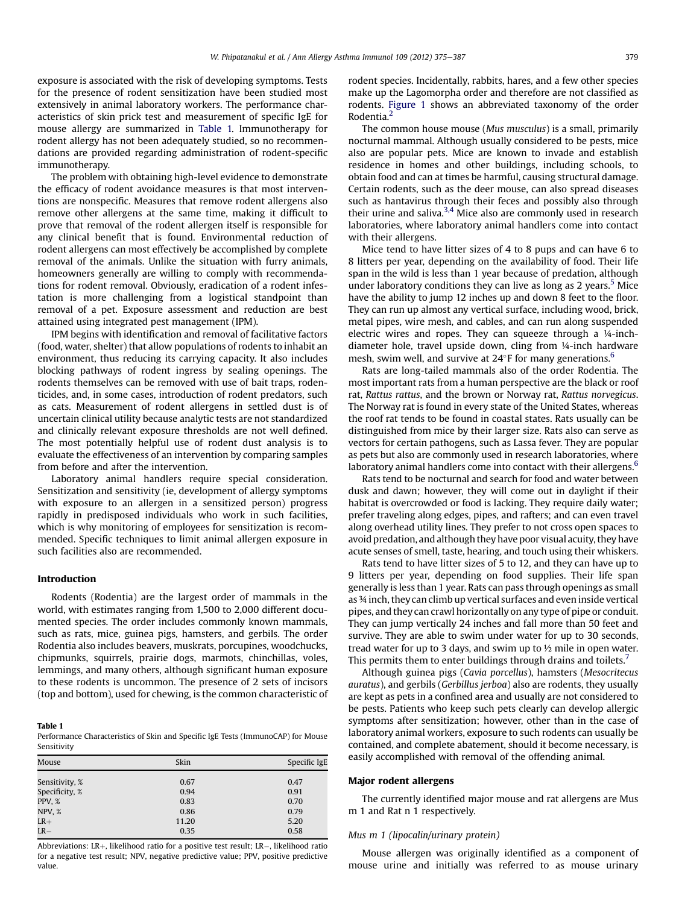exposure is associated with the risk of developing symptoms. Tests for the presence of rodent sensitization have been studied most extensively in animal laboratory workers. The performance characteristics of skin prick test and measurement of specific IgE for mouse allergy are summarized in Table 1. Immunotherapy for rodent allergy has not been adequately studied, so no recommendations are provided regarding administration of rodent-specific immunotherapy.

The problem with obtaining high-level evidence to demonstrate the efficacy of rodent avoidance measures is that most interventions are nonspecific. Measures that remove rodent allergens also remove other allergens at the same time, making it difficult to prove that removal of the rodent allergen itself is responsible for any clinical benefit that is found. Environmental reduction of rodent allergens can most effectively be accomplished by complete removal of the animals. Unlike the situation with furry animals, homeowners generally are willing to comply with recommendations for rodent removal. Obviously, eradication of a rodent infestation is more challenging from a logistical standpoint than removal of a pet. Exposure assessment and reduction are best attained using integrated pest management (IPM).

IPM begins with identification and removal of facilitative factors (food, water, shelter) that allow populations of rodents to inhabit an environment, thus reducing its carrying capacity. It also includes blocking pathways of rodent ingress by sealing openings. The rodents themselves can be removed with use of bait traps, rodenticides, and, in some cases, introduction of rodent predators, such as cats. Measurement of rodent allergens in settled dust is of uncertain clinical utility because analytic tests are not standardized and clinically relevant exposure thresholds are not well defined. The most potentially helpful use of rodent dust analysis is to evaluate the effectiveness of an intervention by comparing samples from before and after the intervention.

Laboratory animal handlers require special consideration. Sensitization and sensitivity (ie, development of allergy symptoms with exposure to an allergen in a sensitized person) progress rapidly in predisposed individuals who work in such facilities, which is why monitoring of employees for sensitization is recommended. Specific techniques to limit animal allergen exposure in such facilities also are recommended.

## Introduction

Rodents (Rodentia) are the largest order of mammals in the world, with estimates ranging from 1,500 to 2,000 different documented species. The order includes commonly known mammals, such as rats, mice, guinea pigs, hamsters, and gerbils. The order Rodentia also includes beavers, muskrats, porcupines, woodchucks, chipmunks, squirrels, prairie dogs, marmots, chinchillas, voles, lemmings, and many others, although significant human exposure to these rodents is uncommon. The presence of 2 sets of incisors (top and bottom), used for chewing, is the common characteristic of rodent species. Incidentally, rabbits, hares, and a few other species make up the Lagomorpha order and therefore are not classified as rodents. Figure 1 shows an abbreviated taxonomy of the order Rodentia.[2]

**Table 1**
Performance Characteristics of Skin and Specific IgE Tests (ImmunoCAP) for Mouse Sensitivity

| Mouse | Skin | Specific IgE |
|---|---|---|
| Sensitivity, % | 0.67 | 0.47 |
| Specificity, % | 0.94 | 0.91 |
| PPV, % | 0.83 | 0.70 |
| NPV, % | 0.86 | 0.79 |
| LR+ | 11.20 | 5.20 |
| LR− | 0.35 | 0.58 |

Abbreviations: LR+, likelihood ratio for a positive test result; LR−, likelihood ratio for a negative test result; NPV, negative predictive value; PPV, positive predictive value.

The common house mouse (*Mus musculus*) is a small, primarily nocturnal mammal. Although usually considered to be pests, mice also are popular pets. Mice are known to invade and establish residence in homes and other buildings, including schools, to obtain food and can at times be harmful, causing structural damage. Certain rodents, such as the deer mouse, can also spread diseases such as hantavirus through their feces and possibly also through their urine and saliva.[3,4] Mice also are commonly used in research laboratories, where laboratory animal handlers come into contact with their allergens.

Mice tend to have litter sizes of 4 to 8 pups and can have 6 to 8 litters per year, depending on the availability of food. Their life span in the wild is less than 1 year because of predation, although under laboratory conditions they can live as long as 2 years.[5] Mice have the ability to jump 12 inches up and down 8 feet to the floor. They can run up almost any vertical surface, including wood, brick, metal pipes, wire mesh, and cables, and can run along suspended electric wires and ropes. They can squeeze through a ¼-inch-diameter hole, travel upside down, cling from ¼-inch hardware mesh, swim well, and survive at 24°F for many generations.[6]

Rats are long-tailed mammals also of the order Rodentia. The most important rats from a human perspective are the black or roof rat, *Rattus rattus*, and the brown or Norway rat, *Rattus norvegicus*. The Norway rat is found in every state of the United States, whereas the roof rat tends to be found in coastal states. Rats usually can be distinguished from mice by their larger size. Rats also can serve as vectors for certain pathogens, such as Lassa fever. They are popular as pets but also are commonly used in research laboratories, where laboratory animal handlers come into contact with their allergens.[6]

Rats tend to be nocturnal and search for food and water between dusk and dawn; however, they will come out in daylight if their habitat is overcrowded or food is lacking. They require daily water; prefer traveling along edges, pipes, and rafters; and can even travel along overhead utility lines. They prefer to not cross open spaces to avoid predation, and although they have poor visual acuity, they have acute senses of smell, taste, hearing, and touch using their whiskers.

Rats tend to have litter sizes of 5 to 12, and they can have up to 9 litters per year, depending on food supplies. Their life span generally is less than 1 year. Rats can pass through openings as small as ¾ inch, they can climb up vertical surfaces and even inside vertical pipes, and they can crawl horizontally on any type of pipe or conduit. They can jump vertically 24 inches and fall more than 50 feet and survive. They are able to swim under water for up to 30 seconds, tread water for up to 3 days, and swim up to ½ mile in open water. This permits them to enter buildings through drains and toilets.[7]

Although guinea pigs (*Cavia porcellus*), hamsters (*Mesocritecus auratus*), and gerbils (*Gerbillus jerboa*) also are rodents, they usually are kept as pets in a confined area and usually are not considered to be pests. Patients who keep such pets clearly can develop allergic symptoms after sensitization; however, other than in the case of laboratory animal workers, exposure to such rodents can usually be contained, and complete abatement, should it become necessary, is easily accomplished with removal of the offending animal.

## Major rodent allergens

The currently identified major mouse and rat allergens are Mus m 1 and Rat n 1 respectively.

### *Mus m 1 (lipocalin/urinary protein)*

Mouse allergen was originally identified as a component of mouse urine and initially was referred to as mouse urinary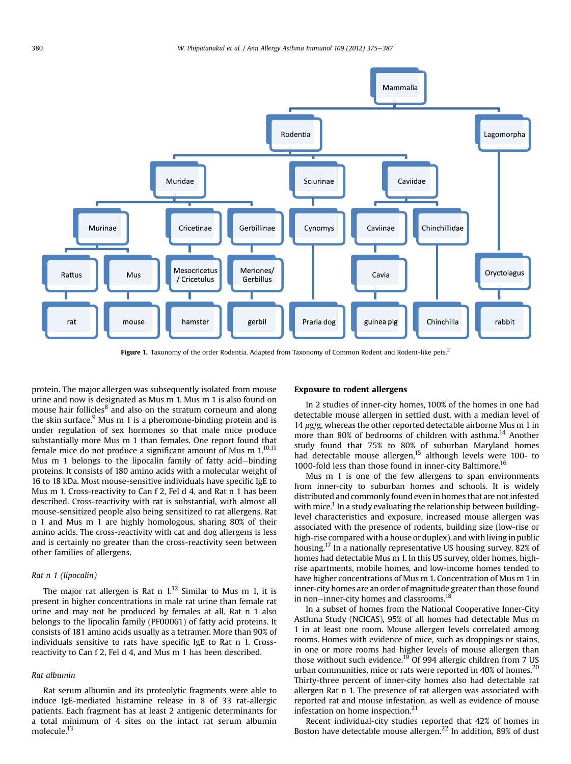Figure 1. Taxonomy of the order Rodentia. Adapted from Taxonomy of Common Rodent and Rodent-like pets.[2]

protein. The major allergen was subsequently isolated from mouse urine and now is designated as Mus m 1. Mus m 1 is also found on mouse hair follicles[8] and also on the stratum corneum and along the skin surface.[9] Mus m 1 is a pheromone-binding protein and is under regulation of sex hormones so that male mice produce substantially more Mus m 1 than females. One report found that female mice do not produce a significant amount of Mus m 1.[10,11] Mus m 1 belongs to the lipocalin family of fatty acid–binding proteins. It consists of 180 amino acids with a molecular weight of 16 to 18 kDa. Most mouse-sensitive individuals have specific IgE to Mus m 1. Cross-reactivity to Can f 2, Fel d 4, and Rat n 1 has been described. Cross-reactivity with rat is substantial, with almost all mouse-sensitized people also being sensitized to rat allergens. Rat n 1 and Mus m 1 are highly homologous, sharing 80% of their amino acids. The cross-reactivity with cat and dog allergens is less and is certainly no greater than the cross-reactivity seen between other families of allergens.

### *Rat n 1 (lipocalin)*

The major rat allergen is Rat n 1.[12] Similar to Mus m 1, it is present in higher concentrations in male rat urine than female rat urine and may not be produced by females at all. Rat n 1 also belongs to the lipocalin family (PF00061) of fatty acid proteins. It consists of 181 amino acids usually as a tetramer. More than 90% of individuals sensitive to rats have specific IgE to Rat n 1. Cross-reactivity to Can f 2, Fel d 4, and Mus m 1 has been described.

### *Rat albumin*

Rat serum albumin and its proteolytic fragments were able to induce IgE-mediated histamine release in 8 of 33 rat-allergic patients. Each fragment has at least 2 antigenic determinants for a total minimum of 4 sites on the intact rat serum albumin molecule.[13]

## Exposure to rodent allergens

In 2 studies of inner-city homes, 100% of the homes in one had detectable mouse allergen in settled dust, with a median level of 14 $\mu$g/g, whereas the other reported detectable airborne Mus m 1 in more than 80% of bedrooms of children with asthma.[14] Another study found that 75% to 80% of suburban Maryland homes had detectable mouse allergen,[15] although levels were 100- to 1000-fold less than those found in inner-city Baltimore.[16]

Mus m 1 is one of the few allergens to span environments from inner-city to suburban homes and schools. It is widely distributed and commonly found even in homes that are not infested with mice.[1] In a study evaluating the relationship between building-level characteristics and exposure, increased mouse allergen was associated with the presence of rodents, building size (low-rise or high-rise compared with a house or duplex), and with living in public housing.[17] In a nationally representative US housing survey, 82% of homes had detectable Mus m 1. In this US survey, older homes, high-rise apartments, mobile homes, and low-income homes tended to have higher concentrations of Mus m 1. Concentration of Mus m 1 in inner-city homes are an order of magnitude greater than those found in non–inner-city homes and classrooms.[18]

In a subset of homes from the National Cooperative Inner-City Asthma Study (NCICAS), 95% of all homes had detectable Mus m 1 in at least one room. Mouse allergen levels correlated among rooms. Homes with evidence of mice, such as droppings or stains, in one or more rooms had higher levels of mouse allergen than those without such evidence.[19] Of 994 allergic children from 7 US urban communities, mice or rats were reported in 40% of homes.[20] Thirty-three percent of inner-city homes also had detectable rat allergen Rat n 1. The presence of rat allergen was associated with reported rat and mouse infestation, as well as evidence of mouse infestation on home inspection.[21]

Recent individual-city studies reported that 42% of homes in Boston have detectable mouse allergen.[22] In addition, 89% of dust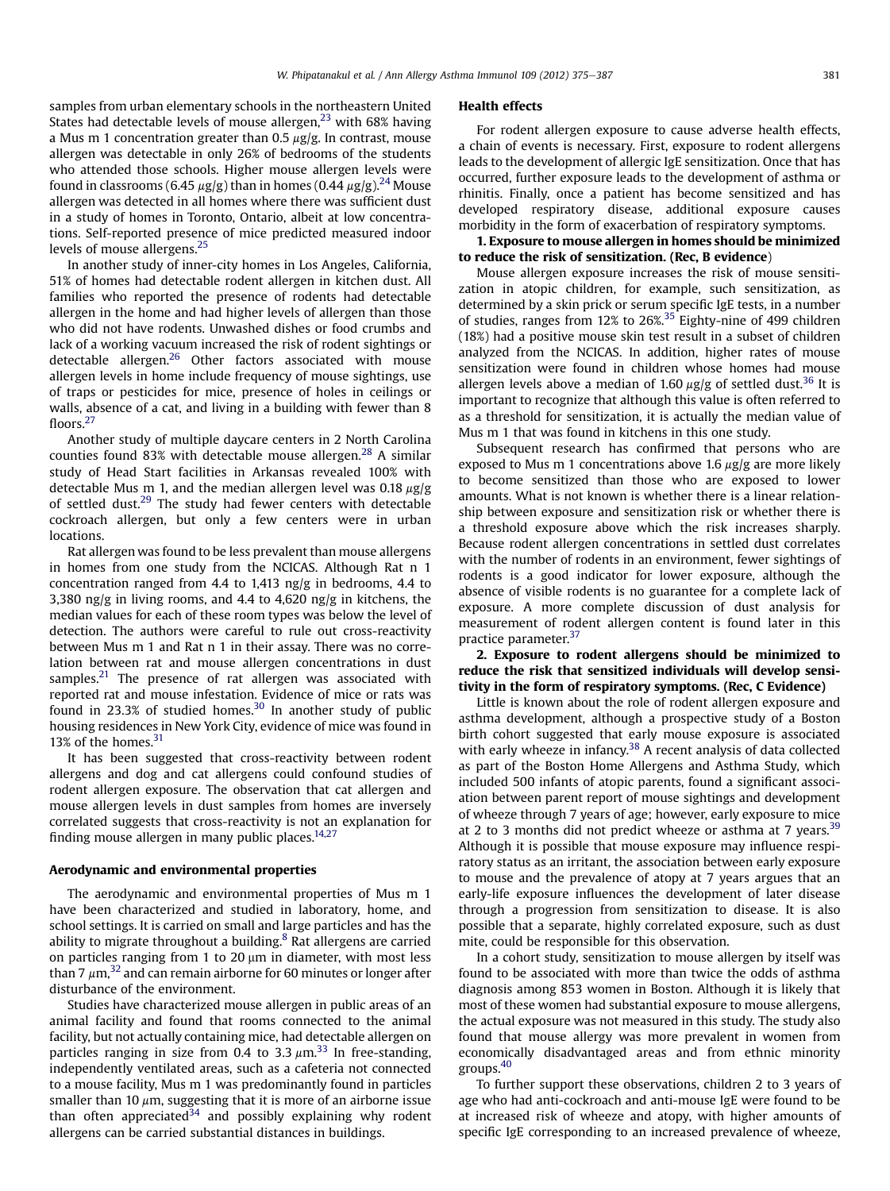samples from urban elementary schools in the northeastern United States had detectable levels of mouse allergen,[23] with 68% having a Mus m 1 concentration greater than 0.5 $\mu$g/g. In contrast, mouse allergen was detectable in only 26% of bedrooms of the students who attended those schools. Higher mouse allergen levels were found in classrooms (6.45 $\mu$g/g) than in homes (0.44 $\mu$g/g).[24] Mouse allergen was detected in all homes where there was sufficient dust in a study of homes in Toronto, Ontario, albeit at low concentrations. Self-reported presence of mice predicted measured indoor levels of mouse allergens.[25]

In another study of inner-city homes in Los Angeles, California, 51% of homes had detectable rodent allergen in kitchen dust. All families who reported the presence of rodents had detectable allergen in the home and had higher levels of allergen than those who did not have rodents. Unwashed dishes or food crumbs and lack of a working vacuum increased the risk of rodent sightings or detectable allergen.[26] Other factors associated with mouse allergen levels in home include frequency of mouse sightings, use of traps or pesticides for mice, presence of holes in ceilings or walls, absence of a cat, and living in a building with fewer than 8 floors.[27]

Another study of multiple daycare centers in 2 North Carolina counties found 83% with detectable mouse allergen.[28] A similar study of Head Start facilities in Arkansas revealed 100% with detectable Mus m 1, and the median allergen level was 0.18 $\mu$g/g of settled dust.[29] The study had fewer centers with detectable cockroach allergen, but only a few centers were in urban locations.

Rat allergen was found to be less prevalent than mouse allergens in homes from one study from the NCICAS. Although Rat n 1 concentration ranged from 4.4 to 1,413 ng/g in bedrooms, 4.4 to 3,380 ng/g in living rooms, and 4.4 to 4,620 ng/g in kitchens, the median values for each of these room types was below the level of detection. The authors were careful to rule out cross-reactivity between Mus m 1 and Rat n 1 in their assay. There was no correlation between rat and mouse allergen concentrations in dust samples.[21] The presence of rat allergen was associated with reported rat and mouse infestation. Evidence of mice or rats was found in 23.3% of studied homes.[30] In another study of public housing residences in New York City, evidence of mice was found in 13% of the homes.[31]

It has been suggested that cross-reactivity between rodent allergens and dog and cat allergens could confound studies of rodent allergen exposure. The observation that cat allergen and mouse allergen levels in dust samples from homes are inversely correlated suggests that cross-reactivity is not an explanation for finding mouse allergen in many public places.[14,27]

### Aerodynamic and environmental properties

The aerodynamic and environmental properties of Mus m 1 have been characterized and studied in laboratory, home, and school settings. It is carried on small and large particles and has the ability to migrate throughout a building.[8] Rat allergens are carried on particles ranging from 1 to 20 μm in diameter, with most less than 7 $\mu$m,[32] and can remain airborne for 60 minutes or longer after disturbance of the environment.

Studies have characterized mouse allergen in public areas of an animal facility and found that rooms connected to the animal facility, but not actually containing mice, had detectable allergen on particles ranging in size from 0.4 to 3.3 $\mu$m.[33] In free-standing, independently ventilated areas, such as a cafeteria not connected to a mouse facility, Mus m 1 was predominantly found in particles smaller than 10 $\mu$m, suggesting that it is more of an airborne issue than often appreciated[34] and possibly explaining why rodent allergens can be carried substantial distances in buildings.

### Health effects

For rodent allergen exposure to cause adverse health effects, a chain of events is necessary. First, exposure to rodent allergens leads to the development of allergic IgE sensitization. Once that has occurred, further exposure leads to the development of asthma or rhinitis. Finally, once a patient has become sensitized and has developed respiratory disease, additional exposure causes morbidity in the form of exacerbation of respiratory symptoms.

**1. Exposure to mouse allergen in homes should be minimized to reduce the risk of sensitization. (Rec, B evidence)**

Mouse allergen exposure increases the risk of mouse sensitization in atopic children, for example, such sensitization, as determined by a skin prick or serum specific IgE tests, in a number of studies, ranges from 12% to 26%.[35] Eighty-nine of 499 children (18%) had a positive mouse skin test result in a subset of children analyzed from the NCICAS. In addition, higher rates of mouse sensitization were found in children whose homes had mouse allergen levels above a median of 1.60 $\mu$g/g of settled dust.[36] It is important to recognize that although this value is often referred to as a threshold for sensitization, it is actually the median value of Mus m 1 that was found in kitchens in this one study.

Subsequent research has confirmed that persons who are exposed to Mus m 1 concentrations above 1.6 $\mu$g/g are more likely to become sensitized than those who are exposed to lower amounts. What is not known is whether there is a linear relationship between exposure and sensitization risk or whether there is a threshold exposure above which the risk increases sharply. Because rodent allergen concentrations in settled dust correlates with the number of rodents in an environment, fewer sightings of rodents is a good indicator for lower exposure, although the absence of visible rodents is no guarantee for a complete lack of exposure. A more complete discussion of dust analysis for measurement of rodent allergen content is found later in this practice parameter.[37]

**2. Exposure to rodent allergens should be minimized to reduce the risk that sensitized individuals will develop sensitivity in the form of respiratory symptoms. (Rec, C Evidence)**

Little is known about the role of rodent allergen exposure and asthma development, although a prospective study of a Boston birth cohort suggested that early mouse exposure is associated with early wheeze in infancy.[38] A recent analysis of data collected as part of the Boston Home Allergens and Asthma Study, which included 500 infants of atopic parents, found a significant association between parent report of mouse sightings and development of wheeze through 7 years of age; however, early exposure to mice at 2 to 3 months did not predict wheeze or asthma at 7 years.[39] Although it is possible that mouse exposure may influence respiratory status as an irritant, the association between early exposure to mouse and the prevalence of atopy at 7 years argues that an early-life exposure influences the development of later disease through a progression from sensitization to disease. It is also possible that a separate, highly correlated exposure, such as dust mite, could be responsible for this observation.

In a cohort study, sensitization to mouse allergen by itself was found to be associated with more than twice the odds of asthma diagnosis among 853 women in Boston. Although it is likely that most of these women had substantial exposure to mouse allergens, the actual exposure was not measured in this study. The study also found that mouse allergy was more prevalent in women from economically disadvantaged areas and from ethnic minority groups.[40]

To further support these observations, children 2 to 3 years of age who had anti-cockroach and anti-mouse IgE were found to be at increased risk of wheeze and atopy, with higher amounts of specific IgE corresponding to an increased prevalence of wheeze,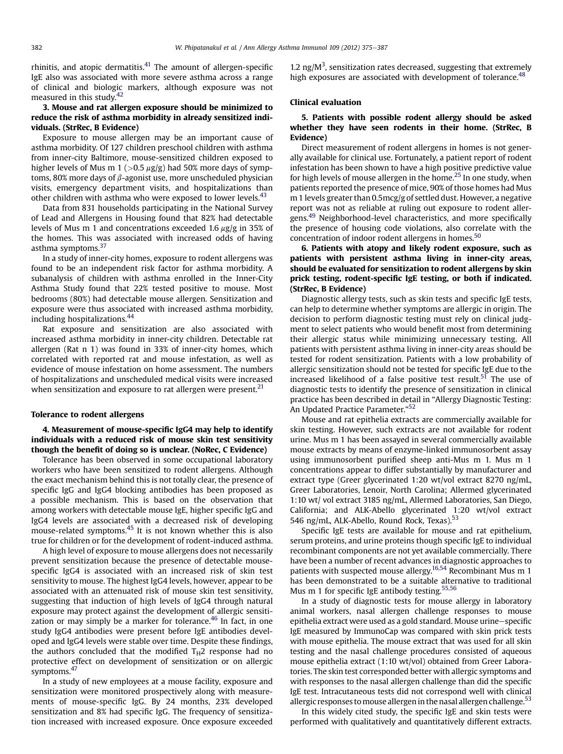rhinitis, and atopic dermatitis.[41] The amount of allergen-specific IgE also was associated with more severe asthma across a range of clinical and biologic markers, although exposure was not measured in this study.[42]

**3. Mouse and rat allergen exposure should be minimized to reduce the risk of asthma morbidity in already sensitized individuals. (StrRec, B Evidence)**

Exposure to mouse allergen may be an important cause of asthma morbidity. Of 127 children preschool children with asthma from inner-city Baltimore, mouse-sensitized children exposed to higher levels of Mus m 1 (>0.5 $\mu$g/g) had 50% more days of symptoms, 80% more days of $\beta$-agonist use, more unscheduled physician visits, emergency department visits, and hospitalizations than other children with asthma who were exposed to lower levels.[43]

Data from 831 households participating in the National Survey of Lead and Allergens in Housing found that 82% had detectable levels of Mus m 1 and concentrations exceeded 1.6 $\mu$g/g in 35% of the homes. This was associated with increased odds of having asthma symptoms.[37]

In a study of inner-city homes, exposure to rodent allergens was found to be an independent risk factor for asthma morbidity. A subanalysis of children with asthma enrolled in the Inner-City Asthma Study found that 22% tested positive to mouse. Most bedrooms (80%) had detectable mouse allergen. Sensitization and exposure were thus associated with increased asthma morbidity, including hospitalizations.[44]

Rat exposure and sensitization are also associated with increased asthma morbidity in inner-city children. Detectable rat allergen (Rat n 1) was found in 33% of inner-city homes, which correlated with reported rat and mouse infestation, as well as evidence of mouse infestation on home assessment. The numbers of hospitalizations and unscheduled medical visits were increased when sensitization and exposure to rat allergen were present.[21]

## Tolerance to rodent allergens

**4. Measurement of mouse-specific IgG4 may help to identify individuals with a reduced risk of mouse skin test sensitivity though the benefit of doing so is unclear. (NoRec, C Evidence)**

Tolerance has been observed in some occupational laboratory workers who have been sensitized to rodent allergens. Although the exact mechanism behind this is not totally clear, the presence of specific IgG and IgG4 blocking antibodies has been proposed as a possible mechanism. This is based on the observation that among workers with detectable mouse IgE, higher specific IgG and IgG4 levels are associated with a decreased risk of developing mouse-related symptoms.[45] It is not known whether this is also true for children or for the development of rodent-induced asthma.

A high level of exposure to mouse allergens does not necessarily prevent sensitization because the presence of detectable mouse-specific IgG4 is associated with an increased risk of skin test sensitivity to mouse. The highest IgG4 levels, however, appear to be associated with an attenuated risk of mouse skin test sensitivity, suggesting that induction of high levels of IgG4 through natural exposure may protect against the development of allergic sensitization or may simply be a marker for tolerance.[46] In fact, in one study IgG4 antibodies were present before IgE antibodies developed and IgG4 levels were stable over time. Despite these findings, the authors concluded that the modified $T_H2$ response had no protective effect on development of sensitization or on allergic symptoms.[47]

In a study of new employees at a mouse facility, exposure and sensitization were monitored prospectively along with measurements of mouse-specific IgG. By 24 months, 23% developed sensitization and 8% had specific IgG. The frequency of sensitization increased with increased exposure. Once exposure exceeded 1.2 ng/M$^3$, sensitization rates decreased, suggesting that extremely high exposures are associated with development of tolerance.[48]

## Clinical evaluation

**5. Patients with possible rodent allergy should be asked whether they have seen rodents in their home. (StrRec, B Evidence)**

Direct measurement of rodent allergens in homes is not generally available for clinical use. Fortunately, a patient report of rodent infestation has been shown to have a high positive predictive value for high levels of mouse allergen in the home.[25] In one study, when patients reported the presence of mice, 90% of those homes had Mus m 1 levels greater than 0.5mcg/g of settled dust. However, a negative report was not as reliable at ruling out exposure to rodent allergens.[49] Neighborhood-level characteristics, and more specifically the presence of housing code violations, also correlate with the concentration of indoor rodent allergens in homes.[50]

**6. Patients with atopy and likely rodent exposure, such as patients with persistent asthma living in inner-city areas, should be evaluated for sensitization to rodent allergens by skin prick testing, rodent-specific IgE testing, or both if indicated. (StrRec, B Evidence)**

Diagnostic allergy tests, such as skin tests and specific IgE tests, can help to determine whether symptoms are allergic in origin. The decision to perform diagnostic testing must rely on clinical judgment to select patients who would benefit most from determining their allergic status while minimizing unnecessary testing. All patients with persistent asthma living in inner-city areas should be tested for rodent sensitization. Patients with a low probability of allergic sensitization should not be tested for specific IgE due to the increased likelihood of a false positive test result.[51] The use of diagnostic tests to identify the presence of sensitization in clinical practice has been described in detail in "Allergy Diagnostic Testing: An Updated Practice Parameter."[52]

Mouse and rat epithelia extracts are commercially available for skin testing. However, such extracts are not available for rodent urine. Mus m 1 has been assayed in several commercially available mouse extracts by means of enzyme-linked immunosorbent assay using immunosorbent purified sheep anti-Mus m 1. Mus m 1 concentrations appear to differ substantially by manufacturer and extract type (Greer glycerinated 1:20 wt/vol extract 8270 ng/mL, Greer Laboratories, Lenoir, North Carolina; Allermed glycerinated 1:10 wt/ vol extract 3185 ng/mL, Allermed Laboratories, San Diego, California; and ALK-Abello glycerinated 1:20 wt/vol extract 546 ng/mL, ALK-Abello, Round Rock, Texas).[53]

Specific IgE tests are available for mouse and rat epithelium, serum proteins, and urine proteins though specific IgE to individual recombinant components are not yet available commercially. There have been a number of recent advances in diagnostic approaches to patients with suspected mouse allergy.[16,54] Recombinant Mus m 1 has been demonstrated to be a suitable alternative to traditional Mus m 1 for specific IgE antibody testing.[55,56]

In a study of diagnostic tests for mouse allergy in laboratory animal workers, nasal allergen challenge responses to mouse epithelia extract were used as a gold standard. Mouse urine–specific IgE measured by ImmunoCap was compared with skin prick tests with mouse epithelia. The mouse extract that was used for all skin testing and the nasal challenge procedures consisted of aqueous mouse epithelia extract (1:10 wt/vol) obtained from Greer Laboratories. The skin test corresponded better with allergic symptoms and with responses to the nasal allergen challenge than did the specific IgE test. Intracutaneous tests did not correspond well with clinical allergic responses to mouse allergen in the nasal allergen challenge.[53]

In this widely cited study, the specific IgE and skin tests were performed with qualitatively and quantitatively different extracts.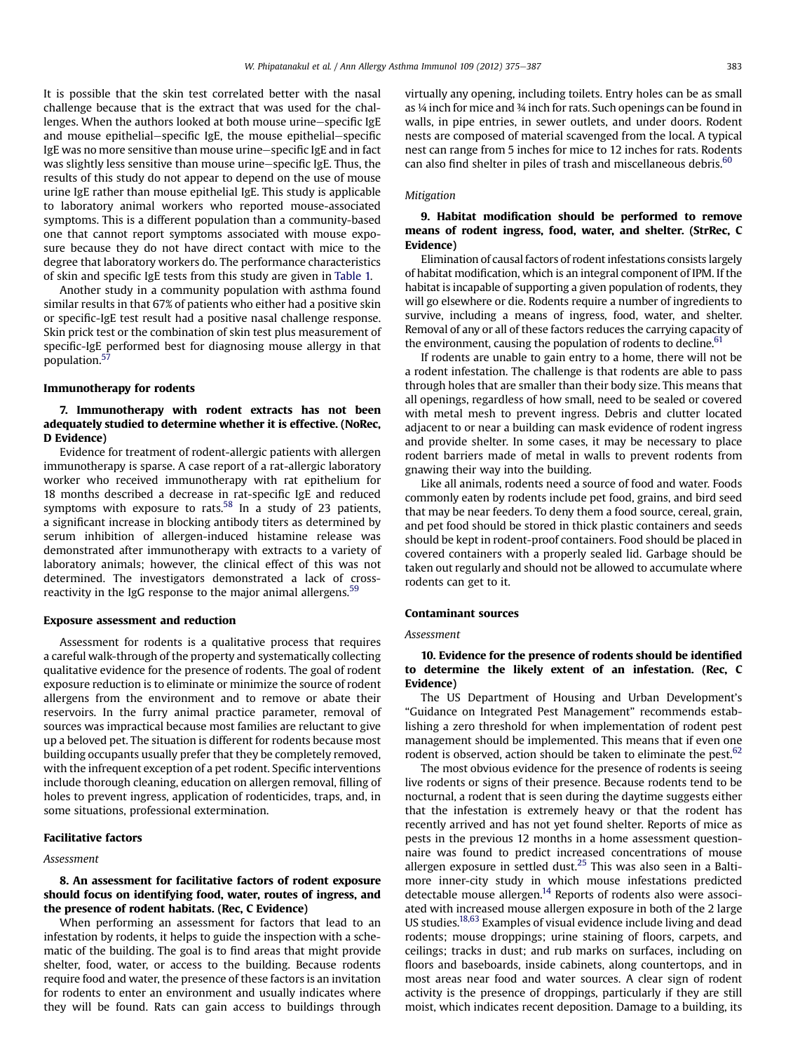It is possible that the skin test correlated better with the nasal challenge because that is the extract that was used for the challenges. When the authors looked at both mouse urine–specific IgE and mouse epithelial–specific IgE, the mouse epithelial–specific IgE was no more sensitive than mouse urine–specific IgE and in fact was slightly less sensitive than mouse urine–specific IgE. Thus, the results of this study do not appear to depend on the use of mouse urine IgE rather than mouse epithelial IgE. This study is applicable to laboratory animal workers who reported mouse-associated symptoms. This is a different population than a community-based one that cannot report symptoms associated with mouse exposure because they do not have direct contact with mice to the degree that laboratory workers do. The performance characteristics of skin and specific IgE tests from this study are given in Table 1.

Another study in a community population with asthma found similar results in that 67% of patients who either had a positive skin or specific-IgE test result had a positive nasal challenge response. Skin prick test or the combination of skin test plus measurement of specific-IgE performed best for diagnosing mouse allergy in that population.[57]

## Immunotherapy for rodents

### 7. Immunotherapy with rodent extracts has not been adequately studied to determine whether it is effective. (NoRec, D Evidence)

Evidence for treatment of rodent-allergic patients with allergen immunotherapy is sparse. A case report of a rat-allergic laboratory worker who received immunotherapy with rat epithelium for 18 months described a decrease in rat-specific IgE and reduced symptoms with exposure to rats.[58] In a study of 23 patients, a significant increase in blocking antibody titers as determined by serum inhibition of allergen-induced histamine release was demonstrated after immunotherapy with extracts to a variety of laboratory animals; however, the clinical effect of this was not determined. The investigators demonstrated a lack of cross-reactivity in the IgG response to the major animal allergens.[59]

## Exposure assessment and reduction

Assessment for rodents is a qualitative process that requires a careful walk-through of the property and systematically collecting qualitative evidence for the presence of rodents. The goal of rodent exposure reduction is to eliminate or minimize the source of rodent allergens from the environment and to remove or abate their reservoirs. In the furry animal practice parameter, removal of sources was impractical because most families are reluctant to give up a beloved pet. The situation is different for rodents because most building occupants usually prefer that they be completely removed, with the infrequent exception of a pet rodent. Specific interventions include thorough cleaning, education on allergen removal, filling of holes to prevent ingress, application of rodenticides, traps, and, in some situations, professional extermination.

## Facilitative factors

*Assessment*

### 8. An assessment for facilitative factors of rodent exposure should focus on identifying food, water, routes of ingress, and the presence of rodent habitats. (Rec, C Evidence)

When performing an assessment for factors that lead to an infestation by rodents, it helps to guide the inspection with a schematic of the building. The goal is to find areas that might provide shelter, food, water, or access to the building. Because rodents require food and water, the presence of these factors is an invitation for rodents to enter an environment and usually indicates where they will be found. Rats can gain access to buildings through virtually any opening, including toilets. Entry holes can be as small as ¼ inch for mice and ¾ inch for rats. Such openings can be found in walls, in pipe entries, in sewer outlets, and under doors. Rodent nests are composed of material scavenged from the local. A typical nest can range from 5 inches for mice to 12 inches for rats. Rodents can also find shelter in piles of trash and miscellaneous debris.[60]

*Mitigation*

### 9. Habitat modification should be performed to remove means of rodent ingress, food, water, and shelter. (StrRec, C Evidence)

Elimination of causal factors of rodent infestations consists largely of habitat modification, which is an integral component of IPM. If the habitat is incapable of supporting a given population of rodents, they will go elsewhere or die. Rodents require a number of ingredients to survive, including a means of ingress, food, water, and shelter. Removal of any or all of these factors reduces the carrying capacity of the environment, causing the population of rodents to decline.[61]

If rodents are unable to gain entry to a home, there will not be a rodent infestation. The challenge is that rodents are able to pass through holes that are smaller than their body size. This means that all openings, regardless of how small, need to be sealed or covered with metal mesh to prevent ingress. Debris and clutter located adjacent to or near a building can mask evidence of rodent ingress and provide shelter. In some cases, it may be necessary to place rodent barriers made of metal in walls to prevent rodents from gnawing their way into the building.

Like all animals, rodents need a source of food and water. Foods commonly eaten by rodents include pet food, grains, and bird seed that may be near feeders. To deny them a food source, cereal, grain, and pet food should be stored in thick plastic containers and seeds should be kept in rodent-proof containers. Food should be placed in covered containers with a properly sealed lid. Garbage should be taken out regularly and should not be allowed to accumulate where rodents can get to it.

## Contaminant sources

*Assessment*

### 10. Evidence for the presence of rodents should be identified to determine the likely extent of an infestation. (Rec, C Evidence)

The US Department of Housing and Urban Development's "Guidance on Integrated Pest Management" recommends establishing a zero threshold for when implementation of rodent pest management should be implemented. This means that if even one rodent is observed, action should be taken to eliminate the pest.[62]

The most obvious evidence for the presence of rodents is seeing live rodents or signs of their presence. Because rodents tend to be nocturnal, a rodent that is seen during the daytime suggests either that the infestation is extremely heavy or that the rodent has recently arrived and has not yet found shelter. Reports of mice as pests in the previous 12 months in a home assessment questionnaire was found to predict increased concentrations of mouse allergen exposure in settled dust.[25] This was also seen in a Baltimore inner-city study in which mouse infestations predicted detectable mouse allergen.[14] Reports of rodents also were associated with increased mouse allergen exposure in both of the 2 large US studies.[18,63] Examples of visual evidence include living and dead rodents; mouse droppings; urine staining of floors, carpets, and ceilings; tracks in dust; and rub marks on surfaces, including on floors and baseboards, inside cabinets, along countertops, and in most areas near food and water sources. A clear sign of rodent activity is the presence of droppings, particularly if they are still moist, which indicates recent deposition. Damage to a building, its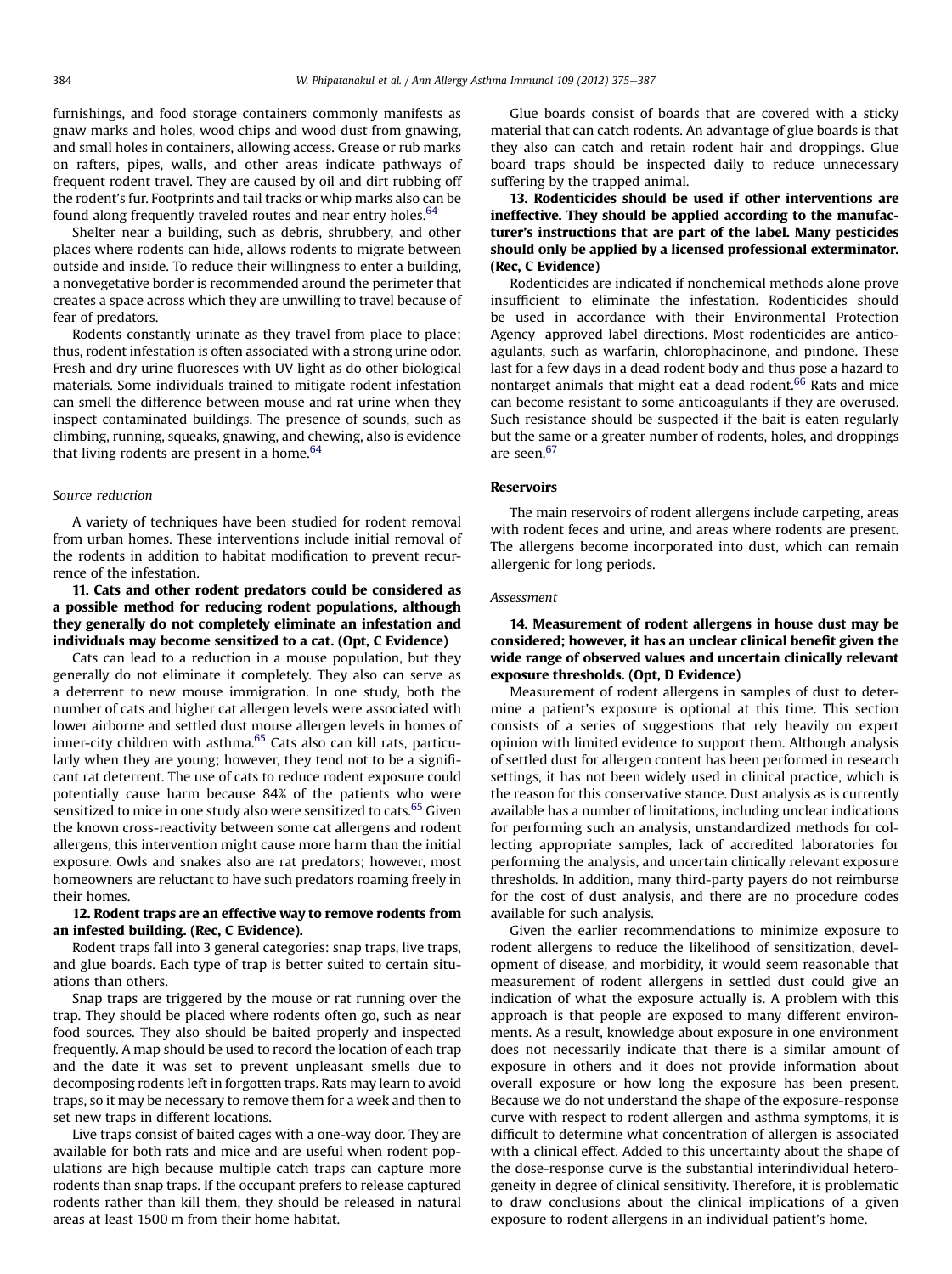furnishings, and food storage containers commonly manifests as gnaw marks and holes, wood chips and wood dust from gnawing, and small holes in containers, allowing access. Grease or rub marks on rafters, pipes, walls, and other areas indicate pathways of frequent rodent travel. They are caused by oil and dirt rubbing off the rodent's fur. Footprints and tail tracks or whip marks also can be found along frequently traveled routes and near entry holes.[64]

Shelter near a building, such as debris, shrubbery, and other places where rodents can hide, allows rodents to migrate between outside and inside. To reduce their willingness to enter a building, a nonvegetative border is recommended around the perimeter that creates a space across which they are unwilling to travel because of fear of predators.

Rodents constantly urinate as they travel from place to place; thus, rodent infestation is often associated with a strong urine odor. Fresh and dry urine fluoresces with UV light as do other biological materials. Some individuals trained to mitigate rodent infestation can smell the difference between mouse and rat urine when they inspect contaminated buildings. The presence of sounds, such as climbing, running, squeaks, gnawing, and chewing, also is evidence that living rodents are present in a home.[64]

*Source reduction*

A variety of techniques have been studied for rodent removal from urban homes. These interventions include initial removal of the rodents in addition to habitat modification to prevent recurrence of the infestation.

**11. Cats and other rodent predators could be considered as a possible method for reducing rodent populations, although they generally do not completely eliminate an infestation and individuals may become sensitized to a cat. (Opt, C Evidence)**

Cats can lead to a reduction in a mouse population, but they generally do not eliminate it completely. They also can serve as a deterrent to new mouse immigration. In one study, both the number of cats and higher cat allergen levels were associated with lower airborne and settled dust mouse allergen levels in homes of inner-city children with asthma.[65] Cats also can kill rats, particularly when they are young; however, they tend not to be a significant rat deterrent. The use of cats to reduce rodent exposure could potentially cause harm because 84% of the patients who were sensitized to mice in one study also were sensitized to cats.[65] Given the known cross-reactivity between some cat allergens and rodent allergens, this intervention might cause more harm than the initial exposure. Owls and snakes also are rat predators; however, most homeowners are reluctant to have such predators roaming freely in their homes.

**12. Rodent traps are an effective way to remove rodents from an infested building. (Rec, C Evidence).**

Rodent traps fall into 3 general categories: snap traps, live traps, and glue boards. Each type of trap is better suited to certain situations than others.

Snap traps are triggered by the mouse or rat running over the trap. They should be placed where rodents often go, such as near food sources. They also should be baited properly and inspected frequently. A map should be used to record the location of each trap and the date it was set to prevent unpleasant smells due to decomposing rodents left in forgotten traps. Rats may learn to avoid traps, so it may be necessary to remove them for a week and then to set new traps in different locations.

Live traps consist of baited cages with a one-way door. They are available for both rats and mice and are useful when rodent populations are high because multiple catch traps can capture more rodents than snap traps. If the occupant prefers to release captured rodents rather than kill them, they should be released in natural areas at least 1500 m from their home habitat.

Glue boards consist of boards that are covered with a sticky material that can catch rodents. An advantage of glue boards is that they also can catch and retain rodent hair and droppings. Glue board traps should be inspected daily to reduce unnecessary suffering by the trapped animal.

**13. Rodenticides should be used if other interventions are ineffective. They should be applied according to the manufacturer's instructions that are part of the label. Many pesticides should only be applied by a licensed professional exterminator. (Rec, C Evidence)**

Rodenticides are indicated if nonchemical methods alone prove insufficient to eliminate the infestation. Rodenticides should be used in accordance with their Environmental Protection Agency–approved label directions. Most rodenticides are anticoagulants, such as warfarin, chlorophacinone, and pindone. These last for a few days in a dead rodent body and thus pose a hazard to nontarget animals that might eat a dead rodent.[66] Rats and mice can become resistant to some anticoagulants if they are overused. Such resistance should be suspected if the bait is eaten regularly but the same or a greater number of rodents, holes, and droppings are seen.[67]

## Reservoirs

The main reservoirs of rodent allergens include carpeting, areas with rodent feces and urine, and areas where rodents are present. The allergens become incorporated into dust, which can remain allergenic for long periods.

*Assessment*

**14. Measurement of rodent allergens in house dust may be considered; however, it has an unclear clinical benefit given the wide range of observed values and uncertain clinically relevant exposure thresholds. (Opt, D Evidence)**

Measurement of rodent allergens in samples of dust to determine a patient's exposure is optional at this time. This section consists of a series of suggestions that rely heavily on expert opinion with limited evidence to support them. Although analysis of settled dust for allergen content has been performed in research settings, it has not been widely used in clinical practice, which is the reason for this conservative stance. Dust analysis as is currently available has a number of limitations, including unclear indications for performing such an analysis, unstandardized methods for collecting appropriate samples, lack of accredited laboratories for performing the analysis, and uncertain clinically relevant exposure thresholds. In addition, many third-party payers do not reimburse for the cost of dust analysis, and there are no procedure codes available for such analysis.

Given the earlier recommendations to minimize exposure to rodent allergens to reduce the likelihood of sensitization, development of disease, and morbidity, it would seem reasonable that measurement of rodent allergens in settled dust could give an indication of what the exposure actually is. A problem with this approach is that people are exposed to many different environments. As a result, knowledge about exposure in one environment does not necessarily indicate that there is a similar amount of exposure in others and it does not provide information about overall exposure or how long the exposure has been present. Because we do not understand the shape of the exposure-response curve with respect to rodent allergen and asthma symptoms, it is difficult to determine what concentration of allergen is associated with a clinical effect. Added to this uncertainty about the shape of the dose-response curve is the substantial interindividual heterogeneity in degree of clinical sensitivity. Therefore, it is problematic to draw conclusions about the clinical implications of a given exposure to rodent allergens in an individual patient's home.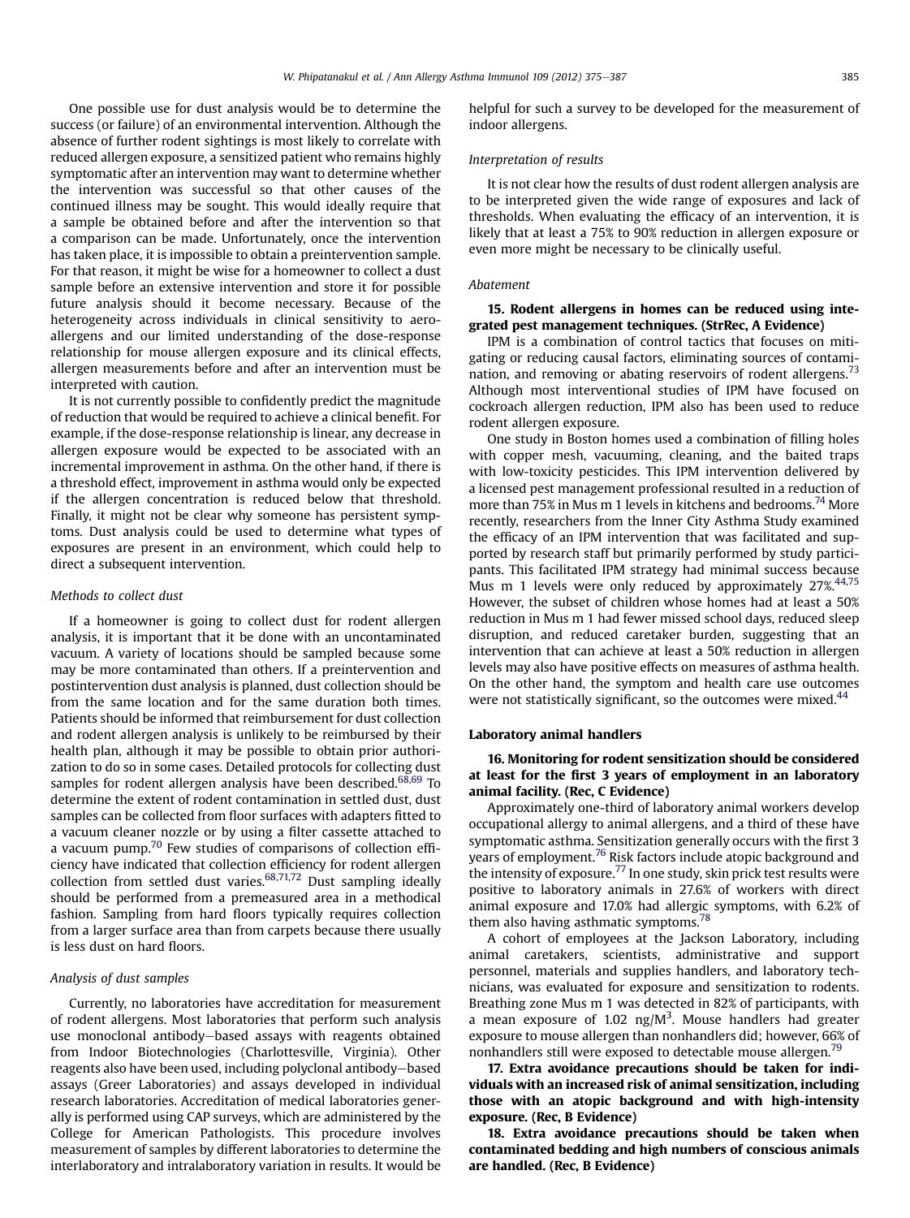One possible use for dust analysis would be to determine the success (or failure) of an environmental intervention. Although the absence of further rodent sightings is most likely to correlate with reduced allergen exposure, a sensitized patient who remains highly symptomatic after an intervention may want to determine whether the intervention was successful so that other causes of the continued illness may be sought. This would ideally require that a sample be obtained before and after the intervention so that a comparison can be made. Unfortunately, once the intervention has taken place, it is impossible to obtain a preintervention sample. For that reason, it might be wise for a homeowner to collect a dust sample before an extensive intervention and store it for possible future analysis should it become necessary. Because of the heterogeneity across individuals in clinical sensitivity to aeroallergens and our limited understanding of the dose-response relationship for mouse allergen exposure and its clinical effects, allergen measurements before and after an intervention must be interpreted with caution.

It is not currently possible to confidently predict the magnitude of reduction that would be required to achieve a clinical benefit. For example, if the dose-response relationship is linear, any decrease in allergen exposure would be expected to be associated with an incremental improvement in asthma. On the other hand, if there is a threshold effect, improvement in asthma would only be expected if the allergen concentration is reduced below that threshold. Finally, it might not be clear why someone has persistent symptoms. Dust analysis could be used to determine what types of exposures are present in an environment, which could help to direct a subsequent intervention.

*Methods to collect dust*

If a homeowner is going to collect dust for rodent allergen analysis, it is important that it be done with an uncontaminated vacuum. A variety of locations should be sampled because some may be more contaminated than others. If a preintervention and postintervention dust analysis is planned, dust collection should be from the same location and for the same duration both times. Patients should be informed that reimbursement for dust collection and rodent allergen analysis is unlikely to be reimbursed by their health plan, although it may be possible to obtain prior authorization to do so in some cases. Detailed protocols for collecting dust samples for rodent allergen analysis have been described.[68,69] To determine the extent of rodent contamination in settled dust, dust samples can be collected from floor surfaces with adapters fitted to a vacuum cleaner nozzle or by using a filter cassette attached to a vacuum pump.[70] Few studies of comparisons of collection efficiency have indicated that collection efficiency for rodent allergen collection from settled dust varies.[68,71,72] Dust sampling ideally should be performed from a premeasured area in a methodical fashion. Sampling from hard floors typically requires collection from a larger surface area than from carpets because there usually is less dust on hard floors.

*Analysis of dust samples*

Currently, no laboratories have accreditation for measurement of rodent allergens. Most laboratories that perform such analysis use monoclonal antibody–based assays with reagents obtained from Indoor Biotechnologies (Charlottesville, Virginia). Other reagents also have been used, including polyclonal antibody–based assays (Greer Laboratories) and assays developed in individual research laboratories. Accreditation of medical laboratories generally is performed using CAP surveys, which are administered by the College for American Pathologists. This procedure involves measurement of samples by different laboratories to determine the interlaboratory and intralaboratory variation in results. It would be helpful for such a survey to be developed for the measurement of indoor allergens.

*Interpretation of results*

It is not clear how the results of dust rodent allergen analysis are to be interpreted given the wide range of exposures and lack of thresholds. When evaluating the efficacy of an intervention, it is likely that at least a 75% to 90% reduction in allergen exposure or even more might be necessary to be clinically useful.

*Abatement*

**15. Rodent allergens in homes can be reduced using integrated pest management techniques. (StrRec, A Evidence)**

IPM is a combination of control tactics that focuses on mitigating or reducing causal factors, eliminating sources of contamination, and removing or abating reservoirs of rodent allergens.[73] Although most interventional studies of IPM have focused on cockroach allergen reduction, IPM also has been used to reduce rodent allergen exposure.

One study in Boston homes used a combination of filling holes with copper mesh, vacuuming, cleaning, and the baited traps with low-toxicity pesticides. This IPM intervention delivered by a licensed pest management professional resulted in a reduction of more than 75% in Mus m 1 levels in kitchens and bedrooms.[74] More recently, researchers from the Inner City Asthma Study examined the efficacy of an IPM intervention that was facilitated and supported by research staff but primarily performed by study participants. This facilitated IPM strategy had minimal success because Mus m 1 levels were only reduced by approximately 27%.[44,75] However, the subset of children whose homes had at least a 50% reduction in Mus m 1 had fewer missed school days, reduced sleep disruption, and reduced caretaker burden, suggesting that an intervention that can achieve at least a 50% reduction in allergen levels may also have positive effects on measures of asthma health. On the other hand, the symptom and health care use outcomes were not statistically significant, so the outcomes were mixed.[44]

### Laboratory animal handlers

**16. Monitoring for rodent sensitization should be considered at least for the first 3 years of employment in an laboratory animal facility. (Rec, C Evidence)**

Approximately one-third of laboratory animal workers develop occupational allergy to animal allergens, and a third of these have symptomatic asthma. Sensitization generally occurs with the first 3 years of employment.[76] Risk factors include atopic background and the intensity of exposure.[77] In one study, skin prick test results were positive to laboratory animals in 27.6% of workers with direct animal exposure and 17.0% had allergic symptoms, with 6.2% of them also having asthmatic symptoms.[78]

A cohort of employees at the Jackson Laboratory, including animal caretakers, scientists, administrative and support personnel, materials and supplies handlers, and laboratory technicians, was evaluated for exposure and sensitization to rodents. Breathing zone Mus m 1 was detected in 82% of participants, with a mean exposure of 1.02 ng/M$^3$. Mouse handlers had greater exposure to mouse allergen than nonhandlers did; however, 66% of nonhandlers still were exposed to detectable mouse allergen.[79]

**17. Extra avoidance precautions should be taken for individuals with an increased risk of animal sensitization, including those with an atopic background and with high-intensity exposure. (Rec, B Evidence)**

**18. Extra avoidance precautions should be taken when contaminated bedding and high numbers of conscious animals are handled. (Rec, B Evidence)**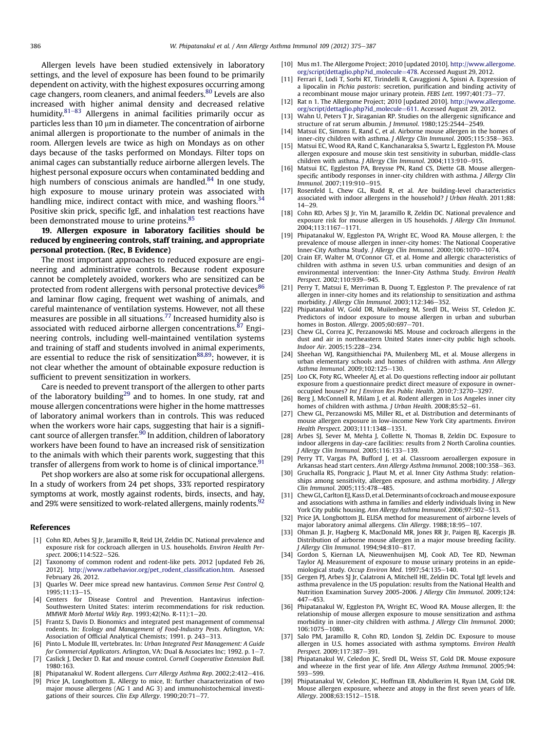Allergen levels have been studied extensively in laboratory settings, and the level of exposure has been found to be primarily dependent on activity, with the highest exposures occurring among cage changers, room cleaners, and animal feeders.[80] Levels are also increased with higher animal density and decreased relative humidity.[81–83] Allergens in animal facilities primarily occur as particles less than 10 μm in diameter. The concentration of airborne animal allergen is proportionate to the number of animals in the room. Allergen levels are twice as high on Mondays as on other days because of the tasks performed on Mondays. Filter tops on animal cages can substantially reduce airborne allergen levels. The highest personal exposure occurs when contaminated bedding and high numbers of conscious animals are handled.[84] In one study, high exposure to mouse urinary protein was associated with handling mice, indirect contact with mice, and washing floors.[34] Positive skin prick, specific IgE, and inhalation test reactions have been demonstrated mouse to urine proteins.[85]

### 19. Allergen exposure in laboratory facilities should be reduced by engineering controls, staff training, and appropriate personal protection. (Rec, B Evidence)

The most important approaches to reduced exposure are engineering and administrative controls. Because rodent exposure cannot be completely avoided, workers who are sensitized can be protected from rodent allergens with personal protective devices[86] and laminar flow caging, frequent wet washing of animals, and careful maintenance of ventilation systems. However, not all these measures are possible in all situations.[77] Increased humidity also is associated with reduced airborne allergen concentrations.[87] Engineering controls, including well-maintained ventilation systems and training of staff and students involved in animal experiments, are essential to reduce the risk of sensitization[88,89]; however, it is not clear whether the amount of obtainable exposure reduction is sufficient to prevent sensitization in workers.

Care is needed to prevent transport of the allergen to other parts of the laboratory building[29] and to homes. In one study, rat and mouse allergen concentrations were higher in the home mattresses of laboratory animal workers than in controls. This was reduced when the workers wore hair caps, suggesting that hair is a significant source of allergen transfer.[90] In addition, children of laboratory workers have been found to have an increased risk of sensitization to the animals with which their parents work, suggesting that this transfer of allergens from work to home is of clinical importance.[91]

Pet shop workers are also at some risk for occupational allergens. In a study of workers from 24 pet shops, 33% reported respiratory symptoms at work, mostly against rodents, birds, insects, and hay, and 29% were sensitized to work-related allergens, mainly rodents.[92]

## References

[1] Cohn RD, Arbes SJ Jr, Jaramillo R, Reid LH, Zeldin DC. National prevalence and exposure risk for cockroach allergen in U.S. households. *Environ Health Perspect*. 2006;114:522–526.

[2] Taxonomy of common rodent and rodent-like pets. 2012 [updated Feb 26, 2012]. http://www.ratbehavior.org/pet_rodent_classification.htm. Assessed February 26, 2012.

[3] Quarles W. Deer mice spread new hantavirus. *Common Sense Pest Control Q*. 1995;11:13–15.

[4] Centers for Disease Control and Prevention. Hantavirus infection-Southwestern United States: interim recommendations for risk reduction. *MMWR Morb Mortal Wkly Rep*. 1993;42(No. R-11):1–20.

[5] Frantz S, Davis D. Bionomics and integrated pest management of commensal rodents. In: *Ecology and Management of Food-Industry Pests*. Arlington, VA: Association of Official Analytical Chemists; 1991. p. 243–313.

[6] Pinto L. Module III, vertebrates. In: *Urban Integrated Pest Management: A Guide for Commercial Applicators*. Arlington, VA: Dual & Associates Inc; 1992. p. 1–7.

[7] Caslick J, Decker D. Rat and mouse control. *Cornell Cooperative Extension Bull*. 1980:163.

[8] Phipatanakul W. Rodent allergens. *Curr Allergy Asthma Rep*. 2002;2:412–416.

[9] Price JA, Longbottom JL. Allergy to mice, II: further characterization of two major mouse allergens (AG 1 and AG 3) and immunohistochemical investigations of their sources. *Clin Exp Allergy*. 1990;20:71–77.

[10] Mus m1. The Allergome Project; 2010 [updated 2010]. http://www.allergome.org/script/dettaglio.php?id_molecule=478. Accessed August 29, 2012.

[11] Ferrari E, Lodi T, Sorbi RT, Tirindelli R, Cavaggioni A, Spisni A. Expression of a lipocalin in *Pichia pastoris*: secretion, purification and binding activity of a recombinant mouse major urinary protein. *FEBS Lett*. 1997;401:73–77.

[12] Rat n 1. The Allergome Project; 2010 [updated 2010]. http://www.allergome.org/script/dettaglio.php?id_molecule=611. Accessed August 29, 2012.

[13] Wahn U, Peters T Jr, Siraganian RP. Studies on the allergenic significance and structure of rat serum albumin. *J Immunol*. 1980;125:2544–2549.

[14] Matsui EC, Simons E, Rand C, et al. Airborne mouse allergen in the homes of inner-city children with asthma. *J Allergy Clin Immunol*. 2005;115:358–363.

[15] Matsui EC, Wood RA, Rand C, Kanchanaraksa S, Swartz L, Eggleston PA. Mouse allergen exposure and mouse skin test sensitivity in suburban, middle-class children with asthma. *J Allergy Clin Immunol*. 2004;113:910–915.

[16] Matsui EC, Eggleston PA, Breysse PN, Rand CS, Diette GB. Mouse allergen-specific antibody responses in inner-city children with asthma. *J Allergy Clin Immunol*. 2007;119:910–915.

[17] Rosenfeld L, Chew GL, Rudd R, et al. Are building-level characteristics associated with indoor allergens in the household? *J Urban Health*. 2011;88:14–29.

[18] Cohn RD, Arbes SJ Jr, Yin M, Jaramillo R, Zeldin DC. National prevalence and exposure risk for mouse allergen in US households. *J Allergy Clin Immunol*. 2004;113:1167–1171.

[19] Phipatanakul W, Eggleston PA, Wright EC, Wood RA. Mouse allergen, I: the prevalence of mouse allergen in inner-city homes: The National Cooperative Inner-City Asthma Study. *J Allergy Clin Immunol*. 2000;106:1070–1074.

[20] Crain EF, Walter M, O'Connor GT, et al. Home and allergic characteristics of children with asthma in seven U.S. urban communities and design of an environmental intervention: the Inner-City Asthma Study. *Environ Health Perspect*. 2002;110:939–945.

[21] Perry T, Matsui E, Merriman B, Duong T, Eggleston P. The prevalence of rat allergen in inner-city homes and its relationship to sensitization and asthma morbidity. *J Allergy Clin Immunol*. 2003;112:346–352.

[22] Phipatanakul W, Gold DR, Muilenberg M, Sredl DL, Weiss ST, Celedon JC. Predictors of indoor exposure to mouse allergen in urban and suburban homes in Boston. *Allergy*. 2005;60:697–701.

[23] Chew GL, Correa JC, Perzanowski MS. Mouse and cockroach allergens in the dust and air in northeastern United States inner-city public high schools. *Indoor Air*. 2005;15:228–234.

[24] Sheehan WJ, Rangsithienchai PA, Muilenberg ML, et al. Mouse allergens in urban elementary schools and homes of children with asthma. *Ann Allergy Asthma Immunol*. 2009;102:125–130.

[25] Loo CK, Foty RG, Wheeler AJ, et al. Do questions reflecting indoor air pollutant exposure from a questionnaire predict direct measure of exposure in owner-occupied houses? *Int J Environ Res Public Health*. 2010;7:3270–3297.

[26] Berg J, McConnell R, Milam J, et al. Rodent allergen in Los Angeles inner city homes of children with asthma. *J Urban Health*. 2008;85:52–61.

[27] Chew GL, Perzanowski MS, Miller RL, et al. Distribution and determinants of mouse allergen exposure in low-income New York City apartments. *Environ Health Perspect*. 2003;111:1348–1351.

[28] Arbes SJ, Sever M, Mehta J, Collette N, Thomas B, Zeldin DC. Exposure to indoor allergens in day-care facilities: results from 2 North Carolina counties. *J Allergy Clin Immunol*. 2005;116:133–139.

[29] Perry TT, Vargas PA, Bufford J, et al. Classroom aeroallergen exposure in Arkansas head start centers. *Ann Allergy Asthma Immunol*. 2008;100:358–363.

[30] Gruchalla RS, Pongracic J, Plaut M, et al. Inner City Asthma Study: relationships among sensitivity, allergen exposure, and asthma morbidity. *J Allergy Clin Immunol*. 2005;115:478–485.

[31] Chew GL, Carlton EJ, Kass D, et al. Determinants of cockroach and mouse exposure and associations with asthma in families and elderly individuals living in New York City public housing. *Ann Allergy Asthma Immunol*. 2006;97:502–513.

[32] Price JA, Longbottom JL. ELISA method for measurement of airborne levels of major laboratory animal allergens. *Clin Allergy*. 1988;18:95–107.

[33] Ohman JL Jr, Hagberg K, MacDonald MR, Jones RR Jr, Paigen BJ, Kacergis JB. Distribution of airborne mouse allergen in a major mouse breeding facility. *J Allergy Clin Immunol*. 1994;94:810–817.

[34] Gordon S, Kiernan LA, Nieuwenhuijsen MJ, Cook AD, Tee RD, Newman Taylor AJ. Measurement of exposure to mouse urinary proteins in an epidemiological study. *Occup Environ Med*. 1997;54:135–140.

[35] Gergen PJ, Arbes SJ Jr, Calatroni A, Mitchell HE, Zeldin DC. Total IgE levels and asthma prevalence in the US population: results from the National Health and Nutrition Examination Survey 2005-2006. *J Allergy Clin Immunol*. 2009;124:447–453.

[36] Phipatanakul W, Eggleston PA, Wright EC, Wood RA. Mouse allergen, II: the relationship of mouse allergen exposure to mouse sensitization and asthma morbidity in inner-city children with asthma. *J Allergy Clin Immunol*. 2000;106:1075–1080.

[37] Salo PM, Jaramillo R, Cohn RD, London SJ, Zeldin DC. Exposure to mouse allergen in U.S. homes associated with asthma symptoms. *Environ Health Perspect*. 2009;117:387–391.

[38] Phipatanakul W, Celedon JC, Sredl DL, Weiss ST, Gold DR. Mouse exposure and wheeze in the first year of life. *Ann Allergy Asthma Immunol*. 2005;94:593–599.

[39] Phipatanakul W, Celedon JC, Hoffman EB, Abdulkerim H, Ryan LM, Gold DR. Mouse allergen exposure, wheeze and atopy in the first seven years of life. *Allergy*. 2008;63:1512–1518.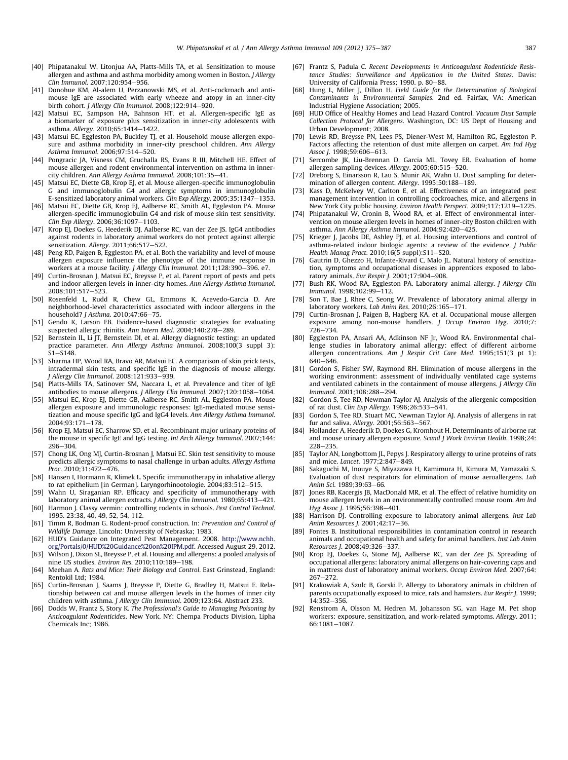[40] Phipatanakul W, Litonjua AA, Platts-Mills TA, et al. Sensitization to mouse allergen and asthma and asthma morbidity among women in Boston. *J Allergy Clin Immunol*. 2007;120:954–956.

[41] Donohue KM, Al-alem U, Perzanowski MS, et al. Anti-cockroach and anti-mouse IgE are associated with early wheeze and atopy in an inner-city birth cohort. *J Allergy Clin Immunol*. 2008;122:914–920.

[42] Matsui EC, Sampson HA, Bahnson HT, et al. Allergen-specific IgE as a biomarker of exposure plus sensitization in inner-city adolescents with asthma. *Allergy*. 2010;65:1414–1422.

[43] Matsui EC, Eggleston PA, Buckley TJ, et al. Household mouse allergen exposure and asthma morbidity in inner-city preschool children. *Ann Allergy Asthma Immunol*. 2006;97:514–520.

[44] Pongracic JA, Visness CM, Gruchalla RS, Evans R III, Mitchell HE. Effect of mouse allergen and rodent environmental intervention on asthma in inner-city children. *Ann Allergy Asthma Immunol*. 2008;101:35–41.

[45] Matsui EC, Diette GB, Krop EJ, et al. Mouse allergen-specific immunoglobulin G and immunoglobulin G4 and allergic symptoms in immunoglobulin E-sensitized laboratory animal workers. *Clin Exp Allergy*. 2005;35:1347–1353.

[46] Matsui EC, Diette GB, Krop EJ, Aalberse RC, Smith AL, Eggleston PA. Mouse allergen-specific immunoglobulin G4 and risk of mouse skin test sensitivity. *Clin Exp Allergy*. 2006;36:1097–1103.

[47] Krop EJ, Doekes G, Heederik DJ, Aalberse RC, van der Zee JS. IgG4 antibodies against rodents in laboratory animal workers do not protect against allergic sensitization. *Allergy*. 2011;66:517–522.

[48] Peng RD, Paigen B, Eggleston PA, et al. Both the variability and level of mouse allergen exposure influence the phenotype of the immune response in workers at a mouse facility. *J Allergy Clin Immunol*. 2011;128:390–396. e7.

[49] Curtin-Brosnan J, Matsui EC, Breysse P, et al. Parent report of pests and pets and indoor allergen levels in inner-city homes. *Ann Allergy Asthma Immunol*. 2008;101:517–523.

[50] Rosenfeld L, Rudd R, Chew GL, Emmons K, Acevedo-Garcia D. Are neighborhood-level characteristics associated with indoor allergens in the household? *J Asthma*. 2010;47:66–75.

[51] Gendo K, Larson EB. Evidence-based diagnostic strategies for evaluating suspected allergic rhinitis. *Ann Intern Med*. 2004;140:278–289.

[52] Bernstein IL, Li JT, Bernstein DI, et al. Allergy diagnostic testing: an updated practice parameter. *Ann Allergy Asthma Immunol*. 2008;100(3 suppl 3): S1–S148.

[53] Sharma HP, Wood RA, Bravo AR, Matsui EC. A comparison of skin prick tests, intradermal skin tests, and specific IgE in the diagnosis of mouse allergy. *J Allergy Clin Immunol*. 2008;121:933–939.

[54] Platts-Mills TA, Satinover SM, Naccara L, et al. Prevalence and titer of IgE antibodies to mouse allergens. *J Allergy Clin Immunol*. 2007;120:1058–1064.

[55] Matsui EC, Krop EJ, Diette GB, Aalberse RC, Smith AL, Eggleston PA. Mouse allergen exposure and immunologic responses: IgE-mediated mouse sensitization and mouse specific IgG and IgG4 levels. *Ann Allergy Asthma Immunol*. 2004;93:171–178.

[56] Krop EJ, Matsui EC, Sharrow SD, et al. Recombinant major urinary proteins of the mouse in specific IgE and IgG testing. *Int Arch Allergy Immunol*. 2007;144: 296–304.

[57] Chong LK, Ong MJ, Curtin-Brosnan J, Matsui EC. Skin test sensitivity to mouse predicts allergic symptoms to nasal challenge in urban adults. *Allergy Asthma Proc*. 2010;31:472–476.

[58] Hansen I, Hormann K, Klimek L. Specific immunotherapy in inhalative allergy to rat epithelium [in German]. Laryngorhinootologie. 2004;83:512–515.

[59] Wahn U, Siraganian RP. Efficacy and specificity of immunotherapy with laboratory animal allergen extracts. *J Allergy Clin Immunol*. 1980;65:413–421.

[60] Harmon J. Classy vermin: controlling rodents in schools. Pest Control Technol. 1995. 23:38, 40, 49, 52, 54, 112.

[61] Timm R, Bodman G. Rodent-proof construction. In: *Prevention and Control of Wildlife Damage*. Lincoln: University of Nebraska; 1983.

[62] HUD's Guidance on Integrated Pest Management. 2008. http://www.nchh.org/Portals/0/HUD%20Guidance%20on%20IPM.pdf. Accessed August 29, 2012.

[63] Wilson J, Dixon SL, Breysse P, et al. Housing and allergens: a pooled analysis of nine US studies. *Environ Res*. 2010;110:189–198.

[64] Meehan A. *Rats and Mice: Their Biology and Control*. East Grinstead, England: Rentokil Ltd; 1984.

[65] Curtin-Brosnan J, Saams J, Breysse P, Diette G, Bradley H, Matsui E. Relationship between cat and mouse allergen levels in the homes of inner city children with asthma. *J Allergy Clin Immunol*. 2009;123:64. Abstract 233.

[66] Dodds W, Frantz S, Story K. *The Professional's Guide to Managing Poisoning by Anticoagulant Rodenticides*. New York, NY: Chempa Products Division, Lipha Chemicals Inc; 1986.

[67] Frantz S, Padula C. *Recent Developments in Anticoagulant Rodenticide Resistance Studies: Surveillance and Application in the United States*. Davis: University of California Press; 1990. p. 80–88.

[68] Hung L, Miller J, Dillon H. *Field Guide for the Determination of Biological Contaminants in Environmental Samples*. 2nd ed. Fairfax, VA: American Industrial Hygiene Association; 2005.

[69] HUD Office of Healthy Homes and Lead Hazard Control. *Vacuum Dust Sample Collection Protocol for Allergens*. Washington, DC: US Dept of Housing and Urban Development; 2008.

[70] Lewis RD, Breysse PN, Lees PS, Diener-West M, Hamilton RG, Eggleston P. Factors affecting the retention of dust mite allergen on carpet. *Am Ind Hyg Assoc J*. 1998;59:606–613.

[71] Sercombe JK, Liu-Brennan D, Garcia ML, Tovey ER. Evaluation of home allergen sampling devices. *Allergy*. 2005;60:515–520.

[72] Dreborg S, Einarsson R, Lau S, Munir AK, Wahn U. Dust sampling for determination of allergen content. *Allergy*. 1995;50:188–189.

[73] Kass D, McKelvey W, Carlton E, et al. Effectiveness of an integrated pest management intervention in controlling cockroaches, mice, and allergens in New York City public housing. *Environ Health Perspect*. 2009;117:1219–1225.

[74] Phipatanakul W, Cronin B, Wood RA, et al. Effect of environmental intervention on mouse allergen levels in homes of inner-city Boston children with asthma. *Ann Allergy Asthma Immunol*. 2004;92:420–425.

[75] Krieger J, Jacobs DE, Ashley PJ, et al. Housing interventions and control of asthma-related indoor biologic agents: a review of the evidence. *J Public Health Manag Pract*. 2010;16(5 suppl):S11–S20.

[76] Gautrin D, Ghezzo H, Infante-Rivard C, Malo JL. Natural history of sensitization, symptoms and occupational diseases in apprentices exposed to laboratory animals. *Eur Respir J*. 2001;17:904–908.

[77] Bush RK, Wood RA, Eggleston PA. Laboratory animal allergy. *J Allergy Clin Immunol*. 1998;102:99–112.

[78] Son T, Bae J, Rhee C, Seong W. Prevalence of laboratory animal allergy in laboratory workers. *Lab Anim Res*. 2010;26:165–171.

[79] Curtin-Brosnan J, Paigen B, Hagberg KA, et al. Occupational mouse allergen exposure among non-mouse handlers. *J Occup Environ Hyg*. 2010;7: 726–734.

[80] Eggleston PA, Ansari AA, Adkinson NF Jr, Wood RA. Environmental challenge studies in laboratory animal allergy: effect of different airborne allergen concentrations. *Am J Respir Crit Care Med*. 1995;151(3 pt 1): 640–646.

[81] Gordon S, Fisher SW, Raymond RH. Elimination of mouse allergens in the working environment: assessment of individually ventilated cage systems and ventilated cabinets in the containment of mouse allergens. *J Allergy Clin Immunol*. 2001;108:288–294.

[82] Gordon S, Tee RD, Newman Taylor AJ. Analysis of the allergenic composition of rat dust. *Clin Exp Allergy*. 1996;26:533–541.

[83] Gordon S, Tee RD, Stuart MC, Newman Taylor AJ. Analysis of allergens in rat fur and saliva. *Allergy*. 2001;56:563–567.

[84] Hollander A, Heederik D, Doekes G, Kromhout H. Determinants of airborne rat and mouse urinary allergen exposure. *Scand J Work Environ Health*. 1998;24: 228–235.

[85] Taylor AN, Longbottom JL, Pepys J. Respiratory allergy to urine proteins of rats and mice. *Lancet*. 1977;2:847–849.

[86] Sakaguchi M, Inouye S, Miyazawa H, Kamimura H, Kimura M, Yamazaki S. Evaluation of dust respirators for elimination of mouse aeroallergens. *Lab Anim Sci*. 1989;39:63–66.

[87] Jones RB, Kacergis JB, MacDonald MR, et al. The effect of relative humidity on mouse allergen levels in an environmentally controlled mouse room. *Am Ind Hyg Assoc J*. 1995;56:398–401.

[88] Harrison DJ. Controlling exposure to laboratory animal allergens. *Inst Lab Anim Resources J*. 2001;42:17–36.

[89] Fontes B. Institutional responsibilities in contamination control in research animals and occupational health and safety for animal handlers. *Inst Lab Anim Resources J*. 2008;49:326–337.

[90] Krop EJ, Doekes G, Stone MJ, Aalberse RC, van der Zee JS. Spreading of occupational allergens: laboratory animal allergens on hair-covering caps and in mattress dust of laboratory animal workers. *Occup Environ Med*. 2007;64: 267–272.

[91] Krakowiak A, Szulc B, Gorski P. Allergy to laboratory animals in children of parents occupationally exposed to mice, rats and hamsters. *Eur Respir J*. 1999; 14:352–356.

[92] Renstrom A, Olsson M, Hedren M, Johansson SG, van Hage M. Pet shop workers: exposure, sensitization, and work-related symptoms. *Allergy*. 2011; 66:1081–1087.